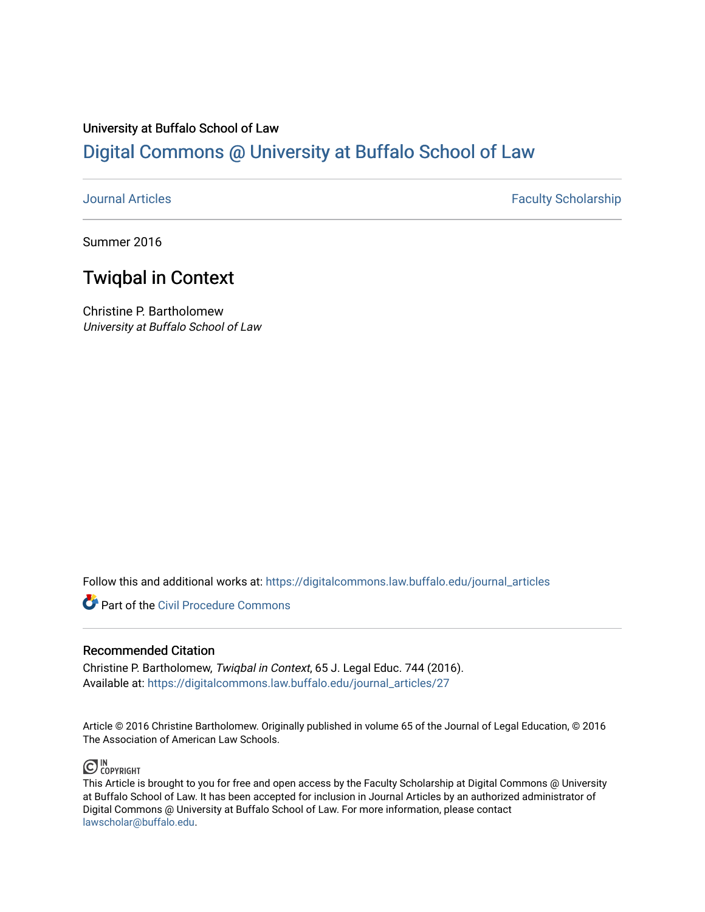University at Buffalo School of Law

# Digital Commons @ University at Buffalo School of Law

Journal Articles | Faculty Scholarship

Summer 2016

## Twiqbal in Context

Christine P. Bartholomew
*University at Buffalo School of Law*

Follow this and additional works at: https://digitalcommons.law.buffalo.edu/journal_articles

Part of the Civil Procedure Commons

### Recommended Citation

Christine P. Bartholomew, *Twiqbal in Context*, 65 J. Legal Educ. 744 (2016).
Available at: https://digitalcommons.law.buffalo.edu/journal_articles/27

Article © 2016 Christine Bartholomew. Originally published in volume 65 of the Journal of Legal Education, © 2016 The Association of American Law Schools.

IN COPYRIGHT

This Article is brought to you for free and open access by the Faculty Scholarship at Digital Commons @ University at Buffalo School of Law. It has been accepted for inclusion in Journal Articles by an authorized administrator of Digital Commons @ University at Buffalo School of Law. For more information, please contact lawscholar@buffalo.edu.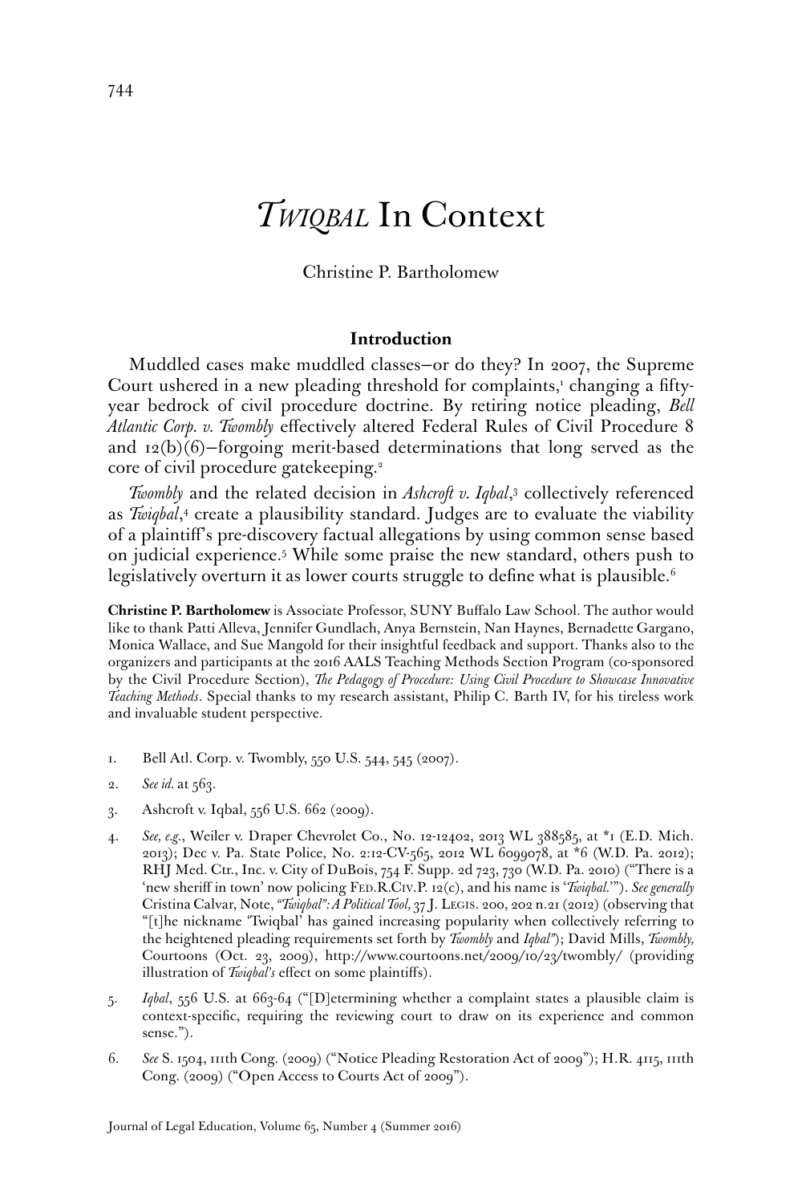# *Twiqbal* In Context

Christine P. Bartholomew

## Introduction

Muddled cases make muddled classes—or do they? In 2007, the Supreme Court ushered in a new pleading threshold for complaints,[1] changing a fifty-year bedrock of civil procedure doctrine. By retiring notice pleading, *Bell Atlantic Corp. v. Twombly* effectively altered Federal Rules of Civil Procedure 8 and 12(b)(6)—forgoing merit-based determinations that long served as the core of civil procedure gatekeeping.[2]

*Twombly* and the related decision in *Ashcroft v. Iqbal*,[3] collectively referenced as *Twiqbal*,[4] create a plausibility standard. Judges are to evaluate the viability of a plaintiff's pre-discovery factual allegations by using common sense based on judicial experience.[5] While some praise the new standard, others push to legislatively overturn it as lower courts struggle to define what is plausible.[6]

**Christine P. Bartholomew** is Associate Professor, SUNY Buffalo Law School. The author would like to thank Patti Alleva, Jennifer Gundlach, Anya Bernstein, Nan Haynes, Bernadette Gargano, Monica Wallace, and Sue Mangold for their insightful feedback and support. Thanks also to the organizers and participants at the 2016 AALS Teaching Methods Section Program (co-sponsored by the Civil Procedure Section), *The Pedagogy of Procedure: Using Civil Procedure to Showcase Innovative Teaching Methods*. Special thanks to my research assistant, Philip C. Barth IV, for his tireless work and invaluable student perspective.

1. Bell Atl. Corp. v. Twombly, 550 U.S. 544, 545 (2007).

2. *See id.* at 563.

3. Ashcroft v. Iqbal, 556 U.S. 662 (2009).

4. *See, e.g.*, Weiler v. Draper Chevrolet Co., No. 12-12402, 2013 WL 388585, at *1 (E.D. Mich. 2013); Dec v. Pa. State Police, No. 2:12-CV-565, 2012 WL 6099078, at *6 (W.D. Pa. 2012); RHJ Med. Ctr., Inc. v. City of DuBois, 754 F. Supp. 2d 723, 730 (W.D. Pa. 2010) ("There is a 'new sheriff in town' now policing FED.R.CIV.P. 12(c), and his name is '*Twiqbal*.'"). *See generally* Cristina Calvar, Note, *"Twiqbal": A Political Tool*, 37 J. LEGIS. 200, 202 n.21 (2012) (observing that "[t]he nickname 'Twiqbal' has gained increasing popularity when collectively referring to the heightened pleading requirements set forth by *Twombly* and *Iqbal*"); David Mills, *Twombly*, Courtoons (Oct. 23, 2009), http://www.courtoons.net/2009/10/23/twombly/ (providing illustration of *Twiqbal's* effect on some plaintiffs).

5. *Iqbal*, 556 U.S. at 663-64 ("[D]etermining whether a complaint states a plausible claim is context-specific, requiring the reviewing court to draw on its experience and common sense.").

6. *See* S. 1504, 111th Cong. (2009) ("Notice Pleading Restoration Act of 2009"); H.R. 4115, 111th Cong. (2009) ("Open Access to Courts Act of 2009").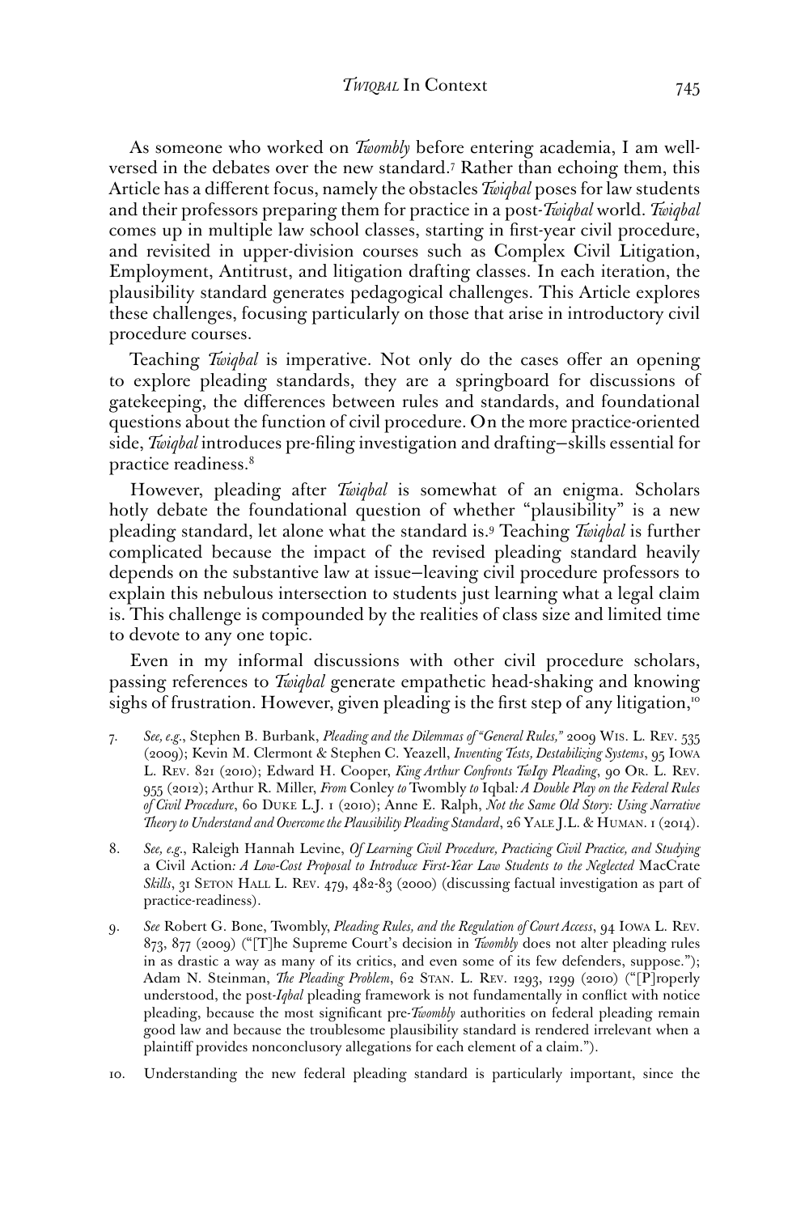As someone who worked on *Twombly* before entering academia, I am well-versed in the debates over the new standard.[7] Rather than echoing them, this Article has a different focus, namely the obstacles *Twiqbal* poses for law students and their professors preparing them for practice in a post-*Twiqbal* world. *Twiqbal* comes up in multiple law school classes, starting in first-year civil procedure, and revisited in upper-division courses such as Complex Civil Litigation, Employment, Antitrust, and litigation drafting classes. In each iteration, the plausibility standard generates pedagogical challenges. This Article explores these challenges, focusing particularly on those that arise in introductory civil procedure courses.

Teaching *Twiqbal* is imperative. Not only do the cases offer an opening to explore pleading standards, they are a springboard for discussions of gatekeeping, the differences between rules and standards, and foundational questions about the function of civil procedure. On the more practice-oriented side, *Twiqbal* introduces pre-filing investigation and drafting—skills essential for practice readiness.[8]

However, pleading after *Twiqbal* is somewhat of an enigma. Scholars hotly debate the foundational question of whether "plausibility" is a new pleading standard, let alone what the standard is.[9] Teaching *Twiqbal* is further complicated because the impact of the revised pleading standard heavily depends on the substantive law at issue—leaving civil procedure professors to explain this nebulous intersection to students just learning what a legal claim is. This challenge is compounded by the realities of class size and limited time to devote to any one topic.

Even in my informal discussions with other civil procedure scholars, passing references to *Twiqbal* generate empathetic head-shaking and knowing sighs of frustration. However, given pleading is the first step of any litigation,[10]

7. *See, e.g.*, Stephen B. Burbank, *Pleading and the Dilemmas of "General Rules,"* 2009 Wis. L. Rev. 535 (2009); Kevin M. Clermont & Stephen C. Yeazell, *Inventing Tests, Destabilizing Systems*, 95 Iowa L. Rev. 821 (2010); Edward H. Cooper, *King Arthur Confronts TwIqy Pleading*, 90 Or. L. Rev. 955 (2012); Arthur R. Miller, *From* Conley *to* Twombly *to* Iqbal*: A Double Play on the Federal Rules of Civil Procedure*, 60 Duke L.J. 1 (2010); Anne E. Ralph, *Not the Same Old Story: Using Narrative Theory to Understand and Overcome the Plausibility Pleading Standard*, 26 Yale J.L. & Human. 1 (2014).

8. *See, e.g.*, Raleigh Hannah Levine, *Of Learning Civil Procedure, Practicing Civil Practice, and Studying* a Civil Action*: A Low-Cost Proposal to Introduce First-Year Law Students to the Neglected* MacCrate *Skills*, 31 Seton Hall L. Rev. 479, 482-83 (2000) (discussing factual investigation as part of practice-readiness).

9. *See* Robert G. Bone, Twombly, *Pleading Rules, and the Regulation of Court Access*, 94 Iowa L. Rev. 873, 877 (2009) ("[T]he Supreme Court's decision in *Twombly* does not alter pleading rules in as drastic a way as many of its critics, and even some of its few defenders, suppose."); Adam N. Steinman, *The Pleading Problem*, 62 Stan. L. Rev. 1293, 1299 (2010) ("[P]roperly understood, the post-*Iqbal* pleading framework is not fundamentally in conflict with notice pleading, because the most significant pre-*Twombly* authorities on federal pleading remain good law and because the troublesome plausibility standard is rendered irrelevant when a plaintiff provides nonconclusory allegations for each element of a claim.").

10. Understanding the new federal pleading standard is particularly important, since the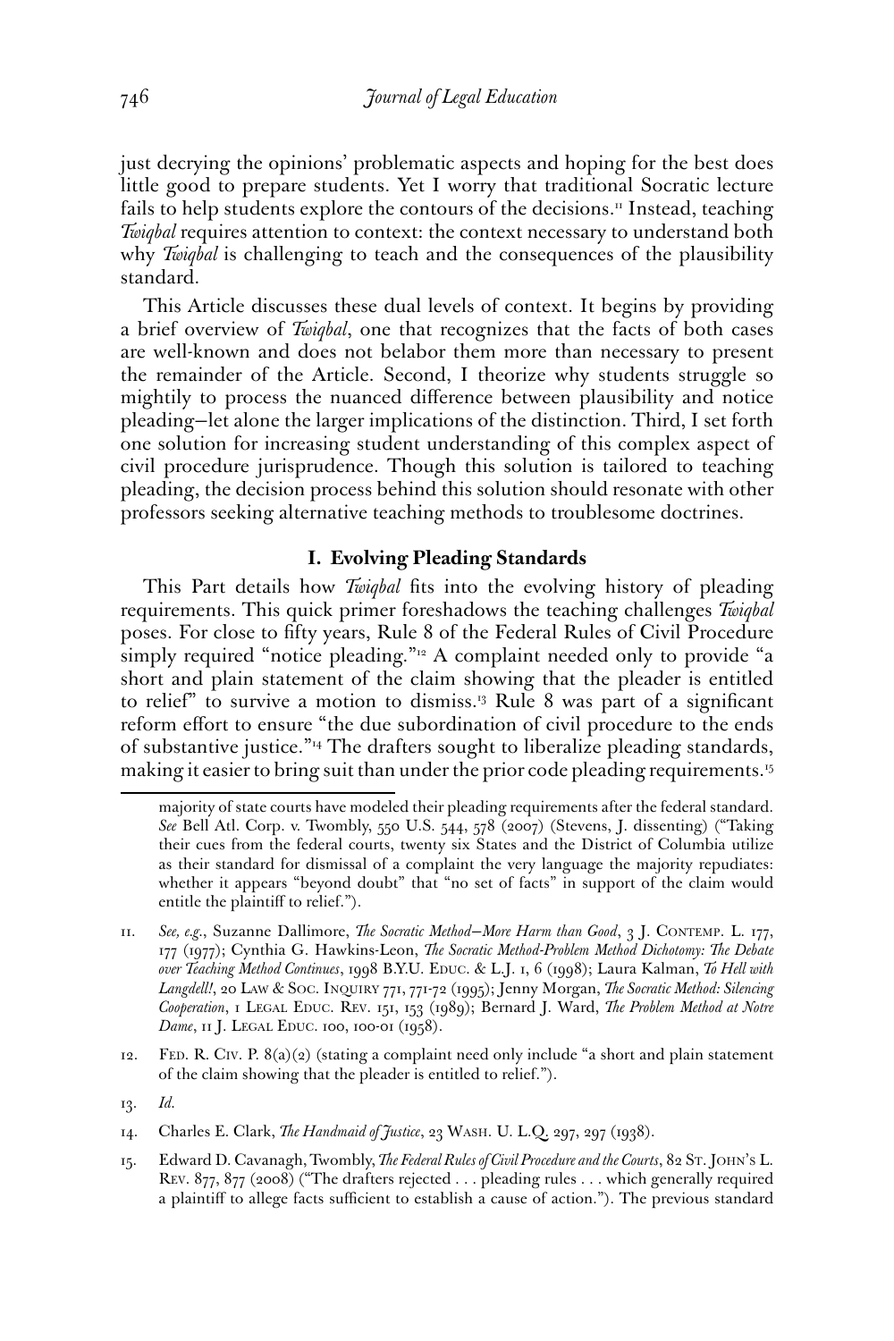just decrying the opinions' problematic aspects and hoping for the best does little good to prepare students. Yet I worry that traditional Socratic lecture fails to help students explore the contours of the decisions.[11] Instead, teaching *Twiqbal* requires attention to context: the context necessary to understand both why *Twiqbal* is challenging to teach and the consequences of the plausibility standard.

This Article discusses these dual levels of context. It begins by providing a brief overview of *Twiqbal*, one that recognizes that the facts of both cases are well-known and does not belabor them more than necessary to present the remainder of the Article. Second, I theorize why students struggle so mightily to process the nuanced difference between plausibility and notice pleading—let alone the larger implications of the distinction. Third, I set forth one solution for increasing student understanding of this complex aspect of civil procedure jurisprudence. Though this solution is tailored to teaching pleading, the decision process behind this solution should resonate with other professors seeking alternative teaching methods to troublesome doctrines.

## I. Evolving Pleading Standards

This Part details how *Twiqbal* fits into the evolving history of pleading requirements. This quick primer foreshadows the teaching challenges *Twiqbal* poses. For close to fifty years, Rule 8 of the Federal Rules of Civil Procedure simply required "notice pleading."[12] A complaint needed only to provide "a short and plain statement of the claim showing that the pleader is entitled to relief" to survive a motion to dismiss.[13] Rule 8 was part of a significant reform effort to ensure "the due subordination of civil procedure to the ends of substantive justice."[14] The drafters sought to liberalize pleading standards, making it easier to bring suit than under the prior code pleading requirements.[15]

---

majority of state courts have modeled their pleading requirements after the federal standard. *See* Bell Atl. Corp. v. Twombly, 550 U.S. 544, 578 (2007) (Stevens, J. dissenting) ("Taking their cues from the federal courts, twenty six States and the District of Columbia utilize as their standard for dismissal of a complaint the very language the majority repudiates: whether it appears "beyond doubt" that "no set of facts" in support of the claim would entitle the plaintiff to relief.").

11. *See, e.g.*, Suzanne Dallimore, *The Socratic Method—More Harm than Good*, 3 J. Contemp. L. 177, 177 (1977); Cynthia G. Hawkins-Leon, *The Socratic Method-Problem Method Dichotomy: The Debate over Teaching Method Continues*, 1998 B.Y.U. Educ. & L.J. 1, 6 (1998); Laura Kalman, *To Hell with Langdell!*, 20 Law & Soc. Inquiry 771, 771-72 (1995); Jenny Morgan, *The Socratic Method: Silencing Cooperation*, 1 Legal Educ. Rev. 151, 153 (1989); Bernard J. Ward, *The Problem Method at Notre Dame*, 11 J. Legal Educ. 100, 100-01 (1958).

12. Fed. R. Civ. P. 8(a)(2) (stating a complaint need only include "a short and plain statement of the claim showing that the pleader is entitled to relief.").

13. *Id.*

14. Charles E. Clark, *The Handmaid of Justice*, 23 Wash. U. L.Q. 297, 297 (1938).

15. Edward D. Cavanagh, Twombly, *The Federal Rules of Civil Procedure and the Courts*, 82 St. John's L. Rev. 877, 877 (2008) ("The drafters rejected . . . pleading rules . . . which generally required a plaintiff to allege facts sufficient to establish a cause of action."). The previous standard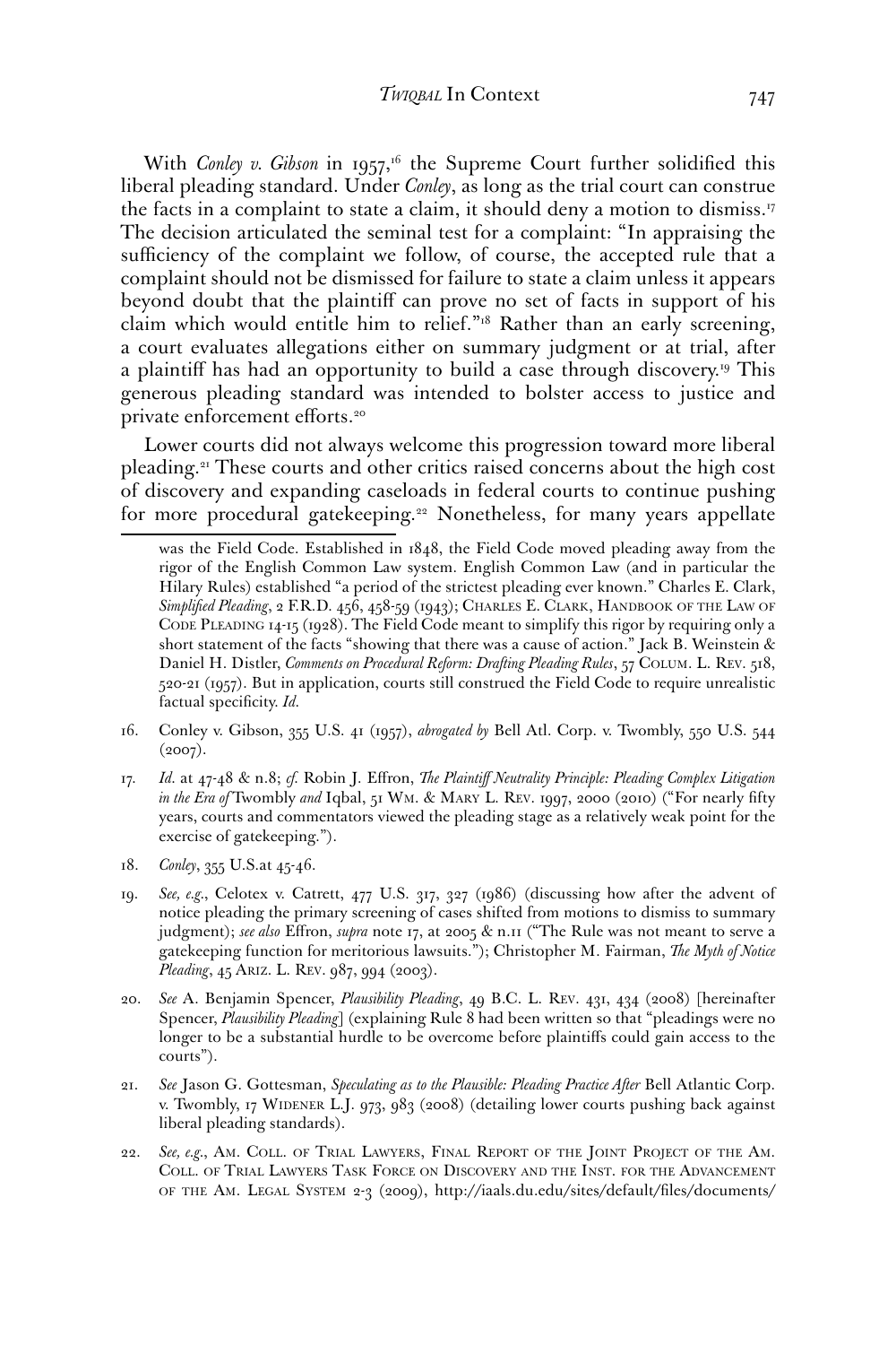With *Conley v. Gibson* in 1957,[16] the Supreme Court further solidified this liberal pleading standard. Under *Conley*, as long as the trial court can construe the facts in a complaint to state a claim, it should deny a motion to dismiss.[17] The decision articulated the seminal test for a complaint: "In appraising the sufficiency of the complaint we follow, of course, the accepted rule that a complaint should not be dismissed for failure to state a claim unless it appears beyond doubt that the plaintiff can prove no set of facts in support of his claim which would entitle him to relief."[18] Rather than an early screening, a court evaluates allegations either on summary judgment or at trial, after a plaintiff has had an opportunity to build a case through discovery.[19] This generous pleading standard was intended to bolster access to justice and private enforcement efforts.[20]

Lower courts did not always welcome this progression toward more liberal pleading.[21] These courts and other critics raised concerns about the high cost of discovery and expanding caseloads in federal courts to continue pushing for more procedural gatekeeping.[22] Nonetheless, for many years appellate

---

was the Field Code. Established in 1848, the Field Code moved pleading away from the rigor of the English Common Law system. English Common Law (and in particular the Hilary Rules) established "a period of the strictest pleading ever known." Charles E. Clark, *Simplified Pleading*, 2 F.R.D. 456, 458-59 (1943); CHARLES E. CLARK, HANDBOOK OF THE LAW OF CODE PLEADING 14-15 (1928). The Field Code meant to simplify this rigor by requiring only a short statement of the facts "showing that there was a cause of action." Jack B. Weinstein & Daniel H. Distler, *Comments on Procedural Reform: Drafting Pleading Rules*, 57 COLUM. L. REV. 518, 520-21 (1957). But in application, courts still construed the Field Code to require unrealistic factual specificity. *Id.*

16. Conley v. Gibson, 355 U.S. 41 (1957), *abrogated by* Bell Atl. Corp. v. Twombly, 550 U.S. 544 (2007).

17. *Id.* at 47-48 & n.8; *cf.* Robin J. Effron, *The Plaintiff Neutrality Principle: Pleading Complex Litigation in the Era of* Twombly *and* Iqbal, 51 WM. & MARY L. REV. 1997, 2000 (2010) ("For nearly fifty years, courts and commentators viewed the pleading stage as a relatively weak point for the exercise of gatekeeping.").

18. *Conley*, 355 U.S.at 45-46.

19. *See, e.g.*, Celotex v. Catrett, 477 U.S. 317, 327 (1986) (discussing how after the advent of notice pleading the primary screening of cases shifted from motions to dismiss to summary judgment); *see also* Effron, *supra* note 17, at 2005 & n.11 ("The Rule was not meant to serve a gatekeeping function for meritorious lawsuits."); Christopher M. Fairman, *The Myth of Notice Pleading*, 45 ARIZ. L. REV. 987, 994 (2003).

20. *See* A. Benjamin Spencer, *Plausibility Pleading*, 49 B.C. L. REV. 431, 434 (2008) [hereinafter Spencer, *Plausibility Pleading*] (explaining Rule 8 had been written so that "pleadings were no longer to be a substantial hurdle to be overcome before plaintiffs could gain access to the courts").

21. *See* Jason G. Gottesman, *Speculating as to the Plausible: Pleading Practice After* Bell Atlantic Corp. v. Twombly, 17 WIDENER L.J. 973, 983 (2008) (detailing lower courts pushing back against liberal pleading standards).

22. *See, e.g.*, AM. COLL. OF TRIAL LAWYERS, FINAL REPORT OF THE JOINT PROJECT OF THE AM. COLL. OF TRIAL LAWYERS TASK FORCE ON DISCOVERY AND THE INST. FOR THE ADVANCEMENT OF THE AM. LEGAL SYSTEM 2-3 (2009), http://iaals.du.edu/sites/default/files/documents/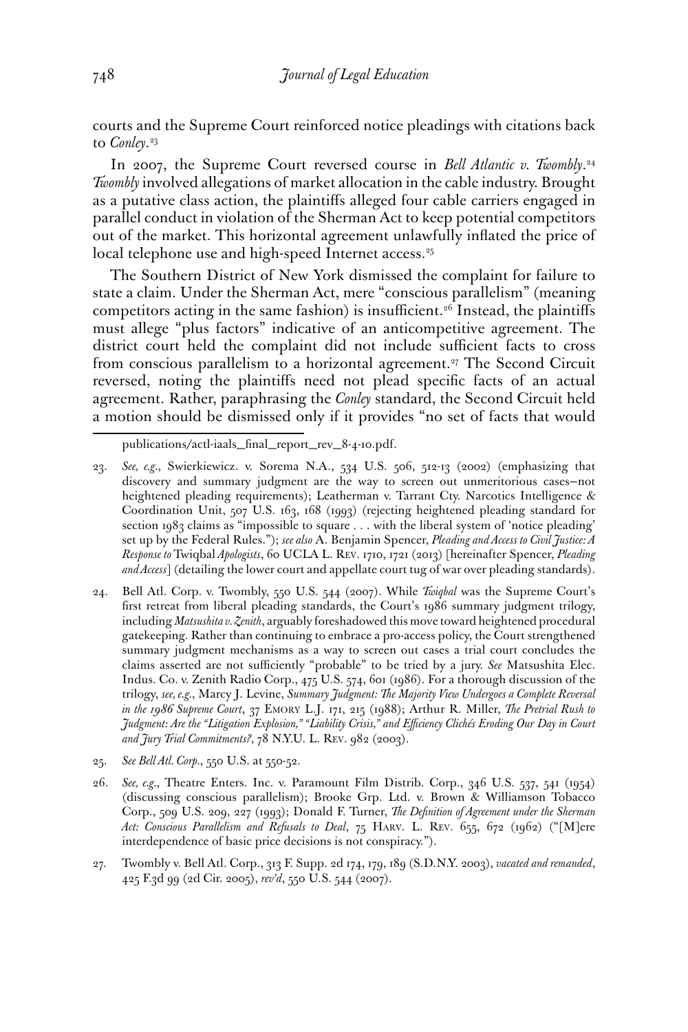courts and the Supreme Court reinforced notice pleadings with citations back to *Conley*.[23]

In 2007, the Supreme Court reversed course in *Bell Atlantic v. Twombly*.[24] *Twombly* involved allegations of market allocation in the cable industry. Brought as a putative class action, the plaintiffs alleged four cable carriers engaged in parallel conduct in violation of the Sherman Act to keep potential competitors out of the market. This horizontal agreement unlawfully inflated the price of local telephone use and high-speed Internet access.[25]

The Southern District of New York dismissed the complaint for failure to state a claim. Under the Sherman Act, mere "conscious parallelism" (meaning competitors acting in the same fashion) is insufficient.[26] Instead, the plaintiffs must allege "plus factors" indicative of an anticompetitive agreement. The district court held the complaint did not include sufficient facts to cross from conscious parallelism to a horizontal agreement.[27] The Second Circuit reversed, noting the plaintiffs need not plead specific facts of an actual agreement. Rather, paraphrasing the *Conley* standard, the Second Circuit held a motion should be dismissed only if it provides "no set of facts that would

---

publications/actl-iaals_final_report_rev_8-4-10.pdf.

23. *See, e.g.*, Swierkiewicz. v. Sorema N.A., 534 U.S. 506, 512-13 (2002) (emphasizing that discovery and summary judgment are the way to screen out unmeritorious cases—not heightened pleading requirements); Leatherman v. Tarrant Cty. Narcotics Intelligence & Coordination Unit, 507 U.S. 163, 168 (1993) (rejecting heightened pleading standard for section 1983 claims as "impossible to square . . . with the liberal system of 'notice pleading' set up by the Federal Rules."); *see also* A. Benjamin Spencer, *Pleading and Access to Civil Justice: A Response to* Twiqbal *Apologists*, 60 UCLA L. Rev. 1710, 1721 (2013) [hereinafter Spencer, *Pleading and Access*] (detailing the lower court and appellate court tug of war over pleading standards).

24. Bell Atl. Corp. v. Twombly, 550 U.S. 544 (2007). While *Twiqbal* was the Supreme Court's first retreat from liberal pleading standards, the Court's 1986 summary judgment trilogy, including *Matsushita v. Zenith*, arguably foreshadowed this move toward heightened procedural gatekeeping. Rather than continuing to embrace a pro-access policy, the Court strengthened summary judgment mechanisms as a way to screen out cases a trial court concludes the claims asserted are not sufficiently "probable" to be tried by a jury. *See* Matsushita Elec. Indus. Co. v. Zenith Radio Corp., 475 U.S. 574, 601 (1986). For a thorough discussion of the trilogy, *see, e.g.*, Marcy J. Levine, *Summary Judgment: The Majority View Undergoes a Complete Reversal in the 1986 Supreme Court*, 37 Emory L.J. 171, 215 (1988); Arthur R. Miller, *The Pretrial Rush to Judgment: Are the "Litigation Explosion," "Liability Crisis," and Efficiency Clichés Eroding Our Day in Court and Jury Trial Commitments?*, 78 N.Y.U. L. Rev. 982 (2003).

25. *See Bell Atl. Corp.*, 550 U.S. at 550-52.

26. *See, e.g.*, Theatre Enters. Inc. v. Paramount Film Distrib. Corp., 346 U.S. 537, 541 (1954) (discussing conscious parallelism); Brooke Grp. Ltd. v. Brown & Williamson Tobacco Corp., 509 U.S. 209, 227 (1993); Donald F. Turner, *The Definition of Agreement under the Sherman Act: Conscious Parallelism and Refusals to Deal*, 75 Harv. L. Rev. 655, 672 (1962) ("[M]ere interdependence of basic price decisions is not conspiracy.").

27. Twombly v. Bell Atl. Corp., 313 F. Supp. 2d 174, 179, 189 (S.D.N.Y. 2003), *vacated and remanded*, 425 F.3d 99 (2d Cir. 2005), *rev'd*, 550 U.S. 544 (2007).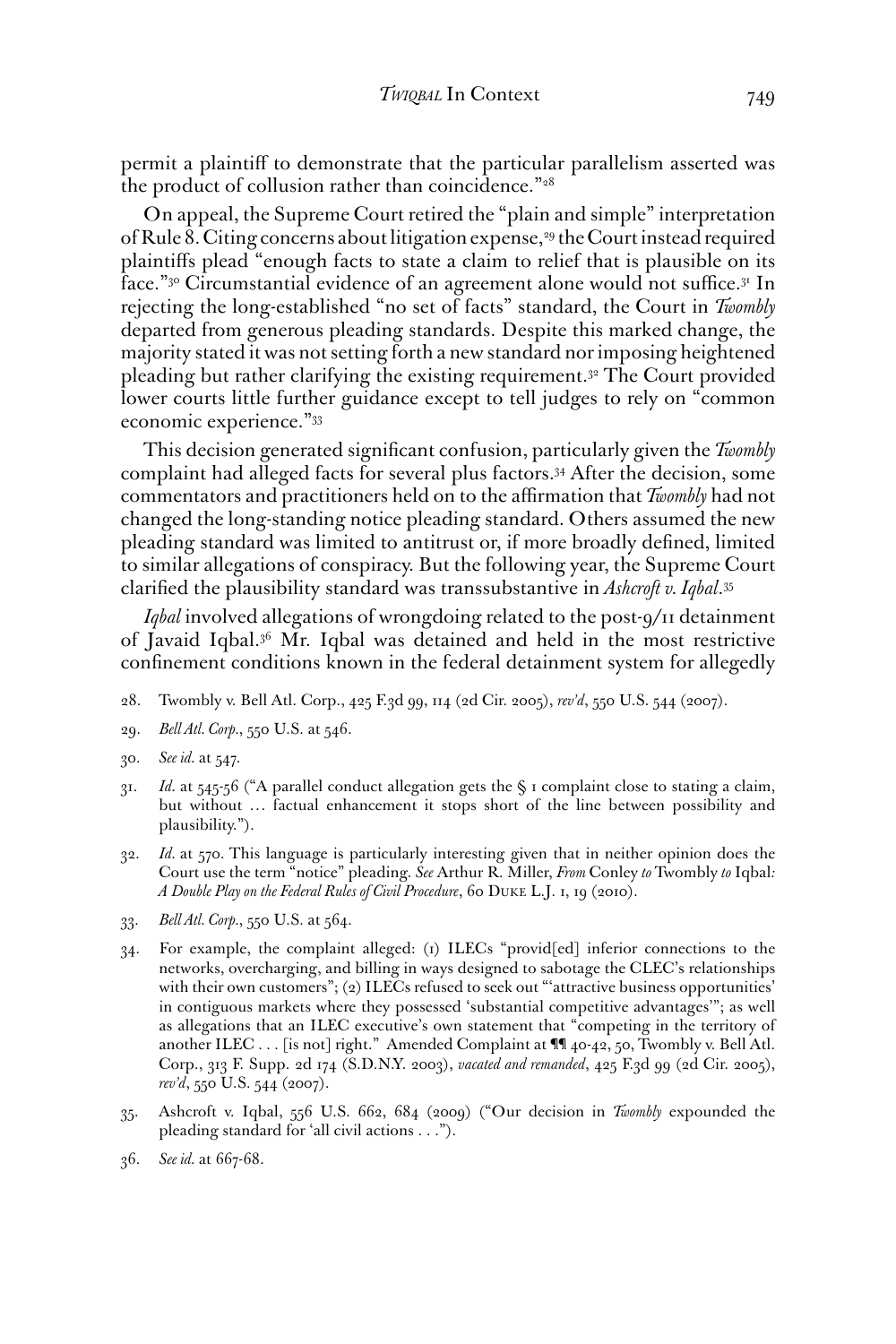permit a plaintiff to demonstrate that the particular parallelism asserted was the product of collusion rather than coincidence."[28]

On appeal, the Supreme Court retired the "plain and simple" interpretation of Rule 8. Citing concerns about litigation expense,[29] the Court instead required plaintiffs plead "enough facts to state a claim to relief that is plausible on its face."[30] Circumstantial evidence of an agreement alone would not suffice.[31] In rejecting the long-established "no set of facts" standard, the Court in *Twombly* departed from generous pleading standards. Despite this marked change, the majority stated it was not setting forth a new standard nor imposing heightened pleading but rather clarifying the existing requirement.[32] The Court provided lower courts little further guidance except to tell judges to rely on "common economic experience."[33]

This decision generated significant confusion, particularly given the *Twombly* complaint had alleged facts for several plus factors.[34] After the decision, some commentators and practitioners held on to the affirmation that *Twombly* had not changed the long-standing notice pleading standard. Others assumed the new pleading standard was limited to antitrust or, if more broadly defined, limited to similar allegations of conspiracy. But the following year, the Supreme Court clarified the plausibility standard was transsubstantive in *Ashcroft v. Iqbal*.[35]

*Iqbal* involved allegations of wrongdoing related to the post-9/11 detainment of Javaid Iqbal.[36] Mr. Iqbal was detained and held in the most restrictive confinement conditions known in the federal detainment system for allegedly

28. Twombly v. Bell Atl. Corp., 425 F.3d 99, 114 (2d Cir. 2005), *rev'd*, 550 U.S. 544 (2007).

29. *Bell Atl. Corp.*, 550 U.S. at 546.

30. *See id.* at 547.

31. *Id.* at 545-56 ("A parallel conduct allegation gets the § 1 complaint close to stating a claim, but without … factual enhancement it stops short of the line between possibility and plausibility.").

32. *Id.* at 570. This language is particularly interesting given that in neither opinion does the Court use the term "notice" pleading. *See* Arthur R. Miller, *From* Conley *to* Twombly *to* Iqbal*: A Double Play on the Federal Rules of Civil Procedure*, 60 DUKE L.J. 1, 19 (2010).

33. *Bell Atl. Corp.*, 550 U.S. at 564.

34. For example, the complaint alleged: (1) ILECs "provid[ed] inferior connections to the networks, overcharging, and billing in ways designed to sabotage the CLEC's relationships with their own customers"; (2) ILECs refused to seek out "'attractive business opportunities' in contiguous markets where they possessed 'substantial competitive advantages'"; as well as allegations that an ILEC executive's own statement that "competing in the territory of another ILEC . . . [is not] right." Amended Complaint at ¶¶ 40-42, 50, Twombly v. Bell Atl. Corp., 313 F. Supp. 2d 174 (S.D.N.Y. 2003), *vacated and remanded*, 425 F.3d 99 (2d Cir. 2005), *rev'd*, 550 U.S. 544 (2007).

35. Ashcroft v. Iqbal, 556 U.S. 662, 684 (2009) ("Our decision in *Twombly* expounded the pleading standard for 'all civil actions . . .").

36. *See id.* at 667-68.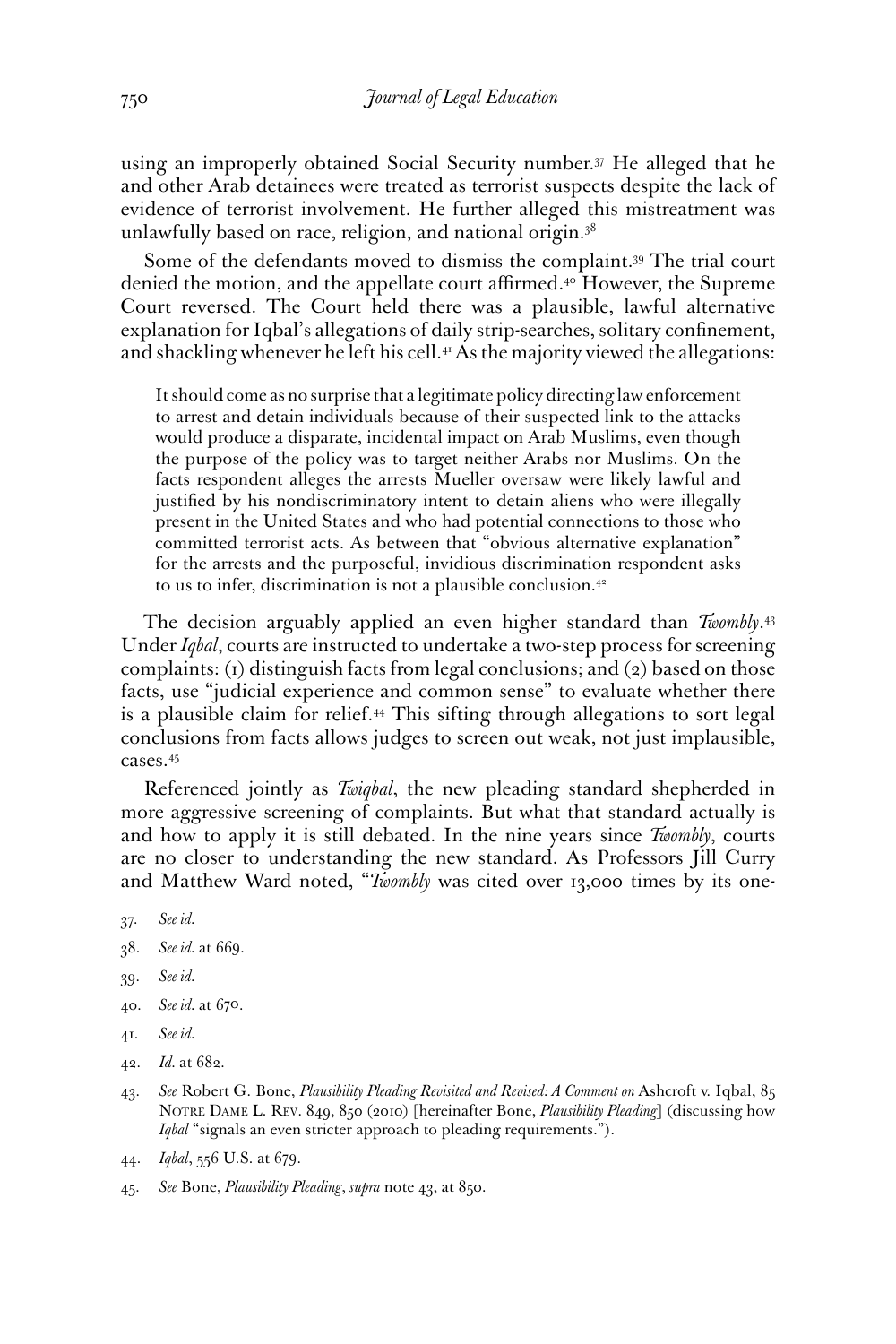using an improperly obtained Social Security number.[37] He alleged that he and other Arab detainees were treated as terrorist suspects despite the lack of evidence of terrorist involvement. He further alleged this mistreatment was unlawfully based on race, religion, and national origin.[38]

Some of the defendants moved to dismiss the complaint.[39] The trial court denied the motion, and the appellate court affirmed.[40] However, the Supreme Court reversed. The Court held there was a plausible, lawful alternative explanation for Iqbal's allegations of daily strip-searches, solitary confinement, and shackling whenever he left his cell.[41] As the majority viewed the allegations:

> It should come as no surprise that a legitimate policy directing law enforcement to arrest and detain individuals because of their suspected link to the attacks would produce a disparate, incidental impact on Arab Muslims, even though the purpose of the policy was to target neither Arabs nor Muslims. On the facts respondent alleges the arrests Mueller oversaw were likely lawful and justified by his nondiscriminatory intent to detain aliens who were illegally present in the United States and who had potential connections to those who committed terrorist acts. As between that "obvious alternative explanation" for the arrests and the purposeful, invidious discrimination respondent asks to us to infer, discrimination is not a plausible conclusion.[42]

The decision arguably applied an even higher standard than *Twombly*.[43] Under *Iqbal*, courts are instructed to undertake a two-step process for screening complaints: (1) distinguish facts from legal conclusions; and (2) based on those facts, use "judicial experience and common sense" to evaluate whether there is a plausible claim for relief.[44] This sifting through allegations to sort legal conclusions from facts allows judges to screen out weak, not just implausible, cases.[45]

Referenced jointly as *Twiqbal*, the new pleading standard shepherded in more aggressive screening of complaints. But what that standard actually is and how to apply it is still debated. In the nine years since *Twombly*, courts are no closer to understanding the new standard. As Professors Jill Curry and Matthew Ward noted, "*Twombly* was cited over 13,000 times by its one-

37. *See id.*

38. *See id.* at 669.

39. *See id.*

40. *See id.* at 670.

41. *See id.*

42. *Id.* at 682.

43. *See* Robert G. Bone, *Plausibility Pleading Revisited and Revised: A Comment on* Ashcroft v. Iqbal, 85 Notre Dame L. Rev. 849, 850 (2010) [hereinafter Bone, *Plausibility Pleading*] (discussing how *Iqbal* "signals an even stricter approach to pleading requirements.").

44. *Iqbal*, 556 U.S. at 679.

45. *See* Bone, *Plausibility Pleading*, *supra* note 43, at 850.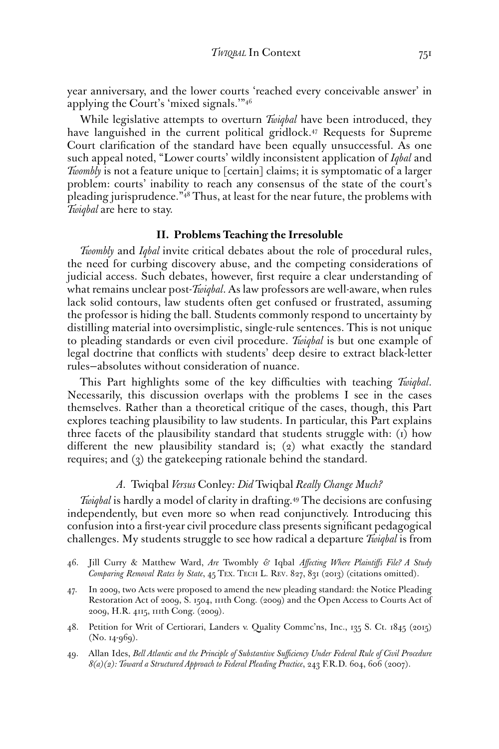year anniversary, and the lower courts 'reached every conceivable answer' in applying the Court's 'mixed signals.'"[46]

While legislative attempts to overturn *Twiqbal* have been introduced, they have languished in the current political gridlock.[47] Requests for Supreme Court clarification of the standard have been equally unsuccessful. As one such appeal noted, "Lower courts' wildly inconsistent application of *Iqbal* and *Twombly* is not a feature unique to [certain] claims; it is symptomatic of a larger problem: courts' inability to reach any consensus of the state of the court's pleading jurisprudence."[48] Thus, at least for the near future, the problems with *Twiqbal* are here to stay.

## II. Problems Teaching the Irresoluble

*Twombly* and *Iqbal* invite critical debates about the role of procedural rules, the need for curbing discovery abuse, and the competing considerations of judicial access. Such debates, however, first require a clear understanding of what remains unclear post-*Twiqbal*. As law professors are well-aware, when rules lack solid contours, law students often get confused or frustrated, assuming the professor is hiding the ball. Students commonly respond to uncertainty by distilling material into oversimplistic, single-rule sentences. This is not unique to pleading standards or even civil procedure. *Twiqbal* is but one example of legal doctrine that conflicts with students' deep desire to extract black-letter rules—absolutes without consideration of nuance.

This Part highlights some of the key difficulties with teaching *Twiqbal*. Necessarily, this discussion overlaps with the problems I see in the cases themselves. Rather than a theoretical critique of the cases, though, this Part explores teaching plausibility to law students. In particular, this Part explains three facets of the plausibility standard that students struggle with: (1) how different the new plausibility standard is; (2) what exactly the standard requires; and (3) the gatekeeping rationale behind the standard.

### *A.* Twiqbal *Versus* Conley*: Did* Twiqbal *Really Change Much?*

*Twiqbal* is hardly a model of clarity in drafting.[49] The decisions are confusing independently, but even more so when read conjunctively. Introducing this confusion into a first-year civil procedure class presents significant pedagogical challenges. My students struggle to see how radical a departure *Twiqbal* is from

46. Jill Curry & Matthew Ward, *Are* Twombly *&* Iqbal *Affecting Where Plaintiffs File? A Study Comparing Removal Rates by State*, 45 Tex. Tech L. Rev. 827, 831 (2013) (citations omitted).

47. In 2009, two Acts were proposed to amend the new pleading standard: the Notice Pleading Restoration Act of 2009, S. 1504, 111th Cong. (2009) and the Open Access to Courts Act of 2009, H.R. 4115, 111th Cong. (2009).

48. Petition for Writ of Certiorari, Landers v. Quality Commc'ns, Inc., 135 S. Ct. 1845 (2015) (No. 14-969).

49. Allan Ides, *Bell Atlantic and the Principle of Substantive Sufficiency Under Federal Rule of Civil Procedure 8(a)(2): Toward a Structured Approach to Federal Pleading Practice*, 243 F.R.D. 604, 606 (2007).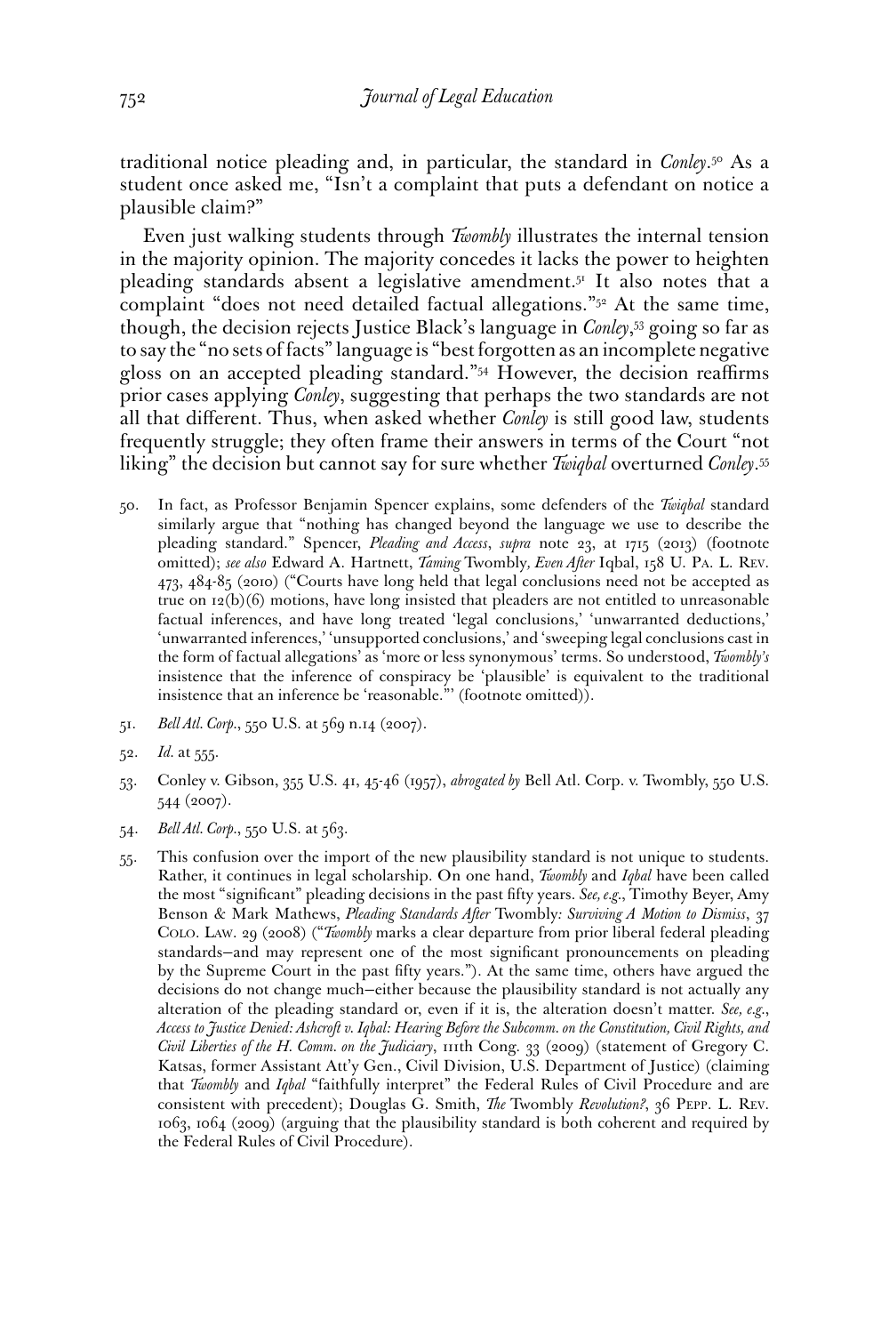traditional notice pleading and, in particular, the standard in *Conley*.[50] As a student once asked me, "Isn't a complaint that puts a defendant on notice a plausible claim?"

Even just walking students through *Twombly* illustrates the internal tension in the majority opinion. The majority concedes it lacks the power to heighten pleading standards absent a legislative amendment.[51] It also notes that a complaint "does not need detailed factual allegations."[52] At the same time, though, the decision rejects Justice Black's language in *Conley*,[53] going so far as to say the "no sets of facts" language is "best forgotten as an incomplete negative gloss on an accepted pleading standard."[54] However, the decision reaffirms prior cases applying *Conley*, suggesting that perhaps the two standards are not all that different. Thus, when asked whether *Conley* is still good law, students frequently struggle; they often frame their answers in terms of the Court "not liking" the decision but cannot say for sure whether *Twiqbal* overturned *Conley*.[55]

50. In fact, as Professor Benjamin Spencer explains, some defenders of the *Twiqbal* standard similarly argue that "nothing has changed beyond the language we use to describe the pleading standard." Spencer, *Pleading and Access*, *supra* note 23, at 1715 (2013) (footnote omitted); *see also* Edward A. Hartnett, *Taming* Twombly*, Even After* Iqbal, 158 U. Pa. L. Rev. 473, 484-85 (2010) ("Courts have long held that legal conclusions need not be accepted as true on 12(b)(6) motions, have long insisted that pleaders are not entitled to unreasonable factual inferences, and have long treated 'legal conclusions,' 'unwarranted deductions,' 'unwarranted inferences,' 'unsupported conclusions,' and 'sweeping legal conclusions cast in the form of factual allegations' as 'more or less synonymous' terms. So understood, *Twombly's* insistence that the inference of conspiracy be 'plausible' is equivalent to the traditional insistence that an inference be 'reasonable.'" (footnote omitted)).

51. *Bell Atl. Corp.*, 550 U.S. at 569 n.14 (2007).

52. *Id.* at 555.

53. Conley v. Gibson, 355 U.S. 41, 45-46 (1957), *abrogated by* Bell Atl. Corp. v. Twombly, 550 U.S. 544 (2007).

54. *Bell Atl. Corp.*, 550 U.S. at 563.

55. This confusion over the import of the new plausibility standard is not unique to students. Rather, it continues in legal scholarship. On one hand, *Twombly* and *Iqbal* have been called the most "significant" pleading decisions in the past fifty years. *See, e.g.*, Timothy Beyer, Amy Benson & Mark Mathews, *Pleading Standards After* Twombly*: Surviving A Motion to Dismiss*, 37 Colo. Law. 29 (2008) ("*Twombly* marks a clear departure from prior liberal federal pleading standards—and may represent one of the most significant pronouncements on pleading by the Supreme Court in the past fifty years."). At the same time, others have argued the decisions do not change much—either because the plausibility standard is not actually any alteration of the pleading standard or, even if it is, the alteration doesn't matter. *See, e.g.*, *Access to Justice Denied: Ashcroft v. Iqbal: Hearing Before the Subcomm. on the Constitution, Civil Rights, and Civil Liberties of the H. Comm. on the Judiciary*, 111th Cong. 33 (2009) (statement of Gregory C. Katsas, former Assistant Att'y Gen., Civil Division, U.S. Department of Justice) (claiming that *Twombly* and *Iqbal* "faithfully interpret" the Federal Rules of Civil Procedure and are consistent with precedent); Douglas G. Smith, *The* Twombly *Revolution?*, 36 Pepp. L. Rev. 1063, 1064 (2009) (arguing that the plausibility standard is both coherent and required by the Federal Rules of Civil Procedure).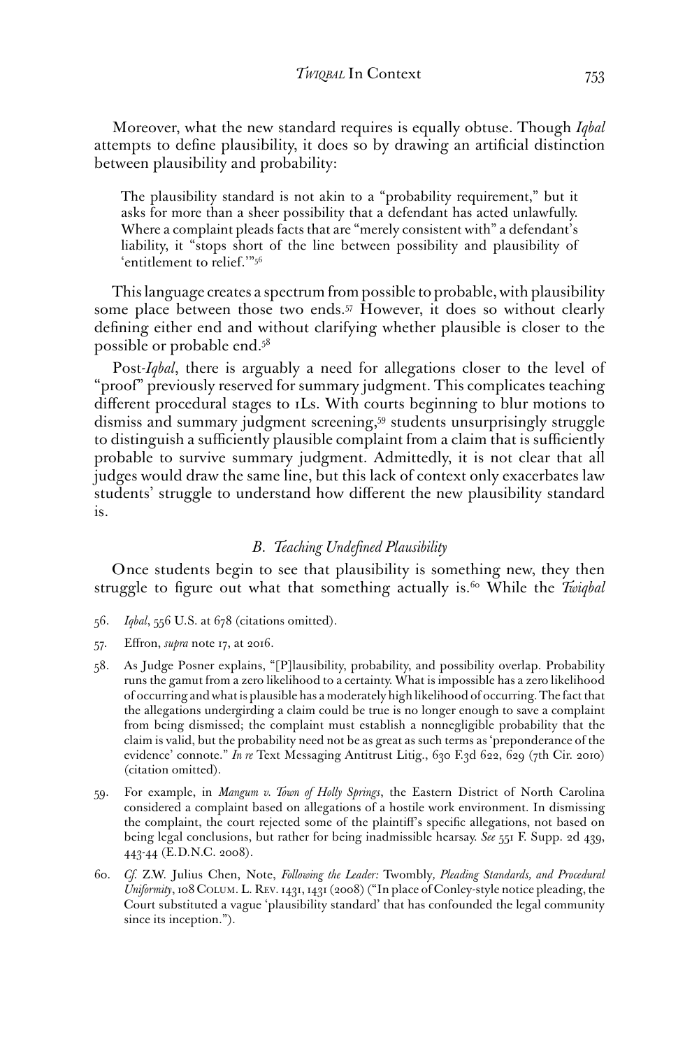Moreover, what the new standard requires is equally obtuse. Though *Iqbal* attempts to define plausibility, it does so by drawing an artificial distinction between plausibility and probability:

> The plausibility standard is not akin to a "probability requirement," but it asks for more than a sheer possibility that a defendant has acted unlawfully. Where a complaint pleads facts that are "merely consistent with" a defendant's liability, it "stops short of the line between possibility and plausibility of 'entitlement to relief.'"[56]

This language creates a spectrum from possible to probable, with plausibility some place between those two ends.[57] However, it does so without clearly defining either end and without clarifying whether plausible is closer to the possible or probable end.[58]

Post-*Iqbal*, there is arguably a need for allegations closer to the level of "proof" previously reserved for summary judgment. This complicates teaching different procedural stages to 1Ls. With courts beginning to blur motions to dismiss and summary judgment screening,[59] students unsurprisingly struggle to distinguish a sufficiently plausible complaint from a claim that is sufficiently probable to survive summary judgment. Admittedly, it is not clear that all judges would draw the same line, but this lack of context only exacerbates law students' struggle to understand how different the new plausibility standard is.

### *B. Teaching Undefined Plausibility*

Once students begin to see that plausibility is something new, they then struggle to figure out what that something actually is.[60] While the *Twiqbal*

56. *Iqbal*, 556 U.S. at 678 (citations omitted).

57. Effron, *supra* note 17, at 2016.

58. As Judge Posner explains, "[P]lausibility, probability, and possibility overlap. Probability runs the gamut from a zero likelihood to a certainty. What is impossible has a zero likelihood of occurring and what is plausible has a moderately high likelihood of occurring. The fact that the allegations undergirding a claim could be true is no longer enough to save a complaint from being dismissed; the complaint must establish a nonnegligible probability that the claim is valid, but the probability need not be as great as such terms as 'preponderance of the evidence' connote." *In re* Text Messaging Antitrust Litig., 630 F.3d 622, 629 (7th Cir. 2010) (citation omitted).

59. For example, in *Mangum v. Town of Holly Springs*, the Eastern District of North Carolina considered a complaint based on allegations of a hostile work environment. In dismissing the complaint, the court rejected some of the plaintiff's specific allegations, not based on being legal conclusions, but rather for being inadmissible hearsay. *See* 551 F. Supp. 2d 439, 443-44 (E.D.N.C. 2008).

60. *Cf.* Z.W. Julius Chen, Note, *Following the Leader:* Twombly*, Pleading Standards, and Procedural Uniformity*, 108 Colum. L. Rev. 1431, 1431 (2008) ("In place of Conley-style notice pleading, the Court substituted a vague 'plausibility standard' that has confounded the legal community since its inception.").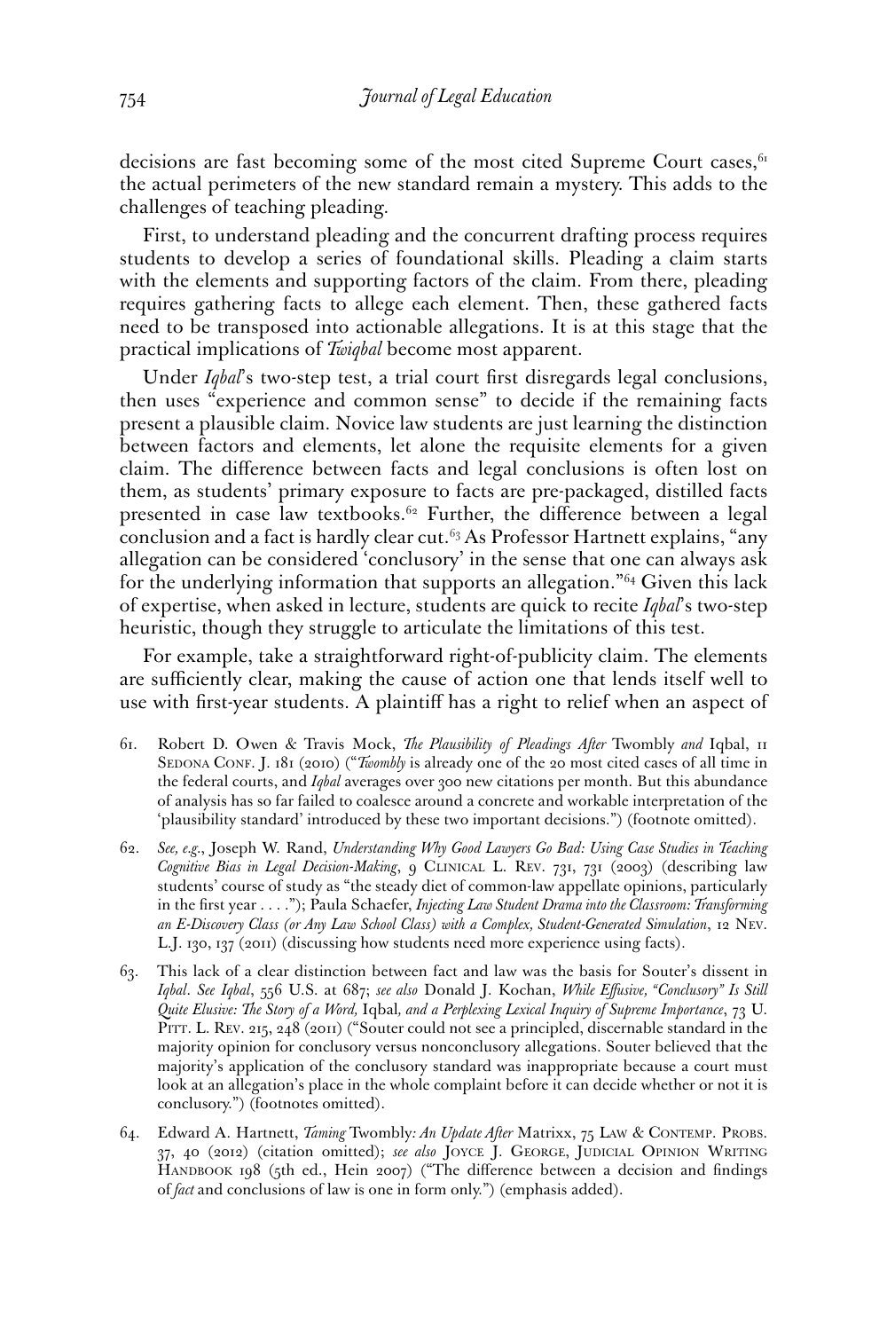decisions are fast becoming some of the most cited Supreme Court cases,[61] the actual perimeters of the new standard remain a mystery. This adds to the challenges of teaching pleading.

First, to understand pleading and the concurrent drafting process requires students to develop a series of foundational skills. Pleading a claim starts with the elements and supporting factors of the claim. From there, pleading requires gathering facts to allege each element. Then, these gathered facts need to be transposed into actionable allegations. It is at this stage that the practical implications of *Twiqbal* become most apparent.

Under *Iqbal*'s two-step test, a trial court first disregards legal conclusions, then uses "experience and common sense" to decide if the remaining facts present a plausible claim. Novice law students are just learning the distinction between factors and elements, let alone the requisite elements for a given claim. The difference between facts and legal conclusions is often lost on them, as students' primary exposure to facts are pre-packaged, distilled facts presented in case law textbooks.[62] Further, the difference between a legal conclusion and a fact is hardly clear cut.[63] As Professor Hartnett explains, "any allegation can be considered 'conclusory' in the sense that one can always ask for the underlying information that supports an allegation."[64] Given this lack of expertise, when asked in lecture, students are quick to recite *Iqbal*'s two-step heuristic, though they struggle to articulate the limitations of this test.

For example, take a straightforward right-of-publicity claim. The elements are sufficiently clear, making the cause of action one that lends itself well to use with first-year students. A plaintiff has a right to relief when an aspect of

61. Robert D. Owen & Travis Mock, *The Plausibility of Pleadings After* Twombly *and* Iqbal, 11 Sedona Conf. J. 181 (2010) ("*Twombly* is already one of the 20 most cited cases of all time in the federal courts, and *Iqbal* averages over 300 new citations per month. But this abundance of analysis has so far failed to coalesce around a concrete and workable interpretation of the 'plausibility standard' introduced by these two important decisions.") (footnote omitted).

62. *See, e.g.*, Joseph W. Rand, *Understanding Why Good Lawyers Go Bad: Using Case Studies in Teaching Cognitive Bias in Legal Decision-Making*, 9 Clinical L. Rev. 731, 731 (2003) (describing law students' course of study as "the steady diet of common-law appellate opinions, particularly in the first year . . . ."); Paula Schaefer, *Injecting Law Student Drama into the Classroom: Transforming an E-Discovery Class (or Any Law School Class) with a Complex, Student-Generated Simulation*, 12 Nev. L.J. 130, 137 (2011) (discussing how students need more experience using facts).

63. This lack of a clear distinction between fact and law was the basis for Souter's dissent in *Iqbal*. *See Iqbal*, 556 U.S. at 687; *see also* Donald J. Kochan, *While Effusive, "Conclusory" Is Still Quite Elusive: The Story of a Word,* Iqbal*, and a Perplexing Lexical Inquiry of Supreme Importance*, 73 U. Pitt. L. Rev. 215, 248 (2011) ("Souter could not see a principled, discernable standard in the majority opinion for conclusory versus nonconclusory allegations. Souter believed that the majority's application of the conclusory standard was inappropriate because a court must look at an allegation's place in the whole complaint before it can decide whether or not it is conclusory.") (footnotes omitted).

64. Edward A. Hartnett, *Taming* Twombly*: An Update After* Matrixx, 75 Law & Contemp. Probs. 37, 40 (2012) (citation omitted); *see also* Joyce J. George, Judicial Opinion Writing Handbook 198 (5th ed., Hein 2007) ("The difference between a decision and findings of *fact* and conclusions of law is one in form only.") (emphasis added).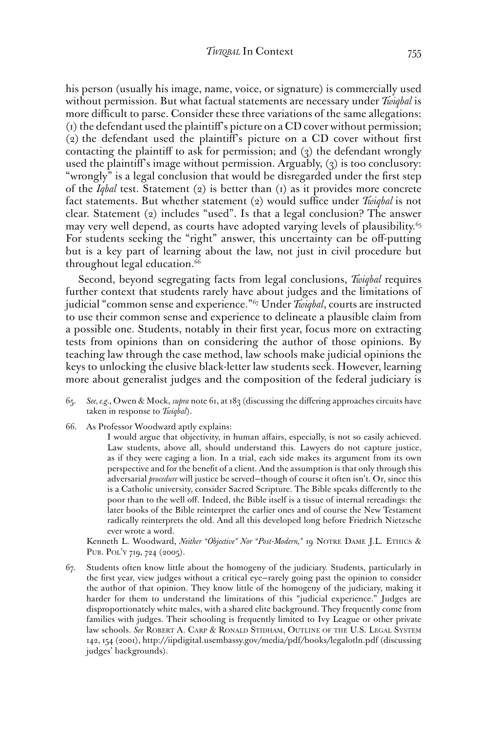his person (usually his image, name, voice, or signature) is commercially used without permission. But what factual statements are necessary under *Twiqbal* is more difficult to parse. Consider these three variations of the same allegations: (1) the defendant used the plaintiff's picture on a CD cover without permission; (2) the defendant used the plaintiff's picture on a CD cover without first contacting the plaintiff to ask for permission; and (3) the defendant wrongly used the plaintiff's image without permission. Arguably, (3) is too conclusory: "wrongly" is a legal conclusion that would be disregarded under the first step of the *Iqbal* test. Statement (2) is better than (1) as it provides more concrete fact statements. But whether statement (2) would suffice under *Twiqbal* is not clear. Statement (2) includes "used". Is that a legal conclusion? The answer may very well depend, as courts have adopted varying levels of plausibility.[65] For students seeking the "right" answer, this uncertainty can be off-putting but is a key part of learning about the law, not just in civil procedure but throughout legal education.[66]

Second, beyond segregating facts from legal conclusions, *Twiqbal* requires further context that students rarely have about judges and the limitations of judicial "common sense and experience."[67] Under *Twiqbal*, courts are instructed to use their common sense and experience to delineate a plausible claim from a possible one. Students, notably in their first year, focus more on extracting tests from opinions than on considering the author of those opinions. By teaching law through the case method, law schools make judicial opinions the keys to unlocking the elusive black-letter law students seek. However, learning more about generalist judges and the composition of the federal judiciary is

65. *See, e.g.*, Owen & Mock, *supra* note 61, at 183 (discussing the differing approaches circuits have taken in response to *Twiqbal*).

66. As Professor Woodward aptly explains:

> I would argue that objectivity, in human affairs, especially, is not so easily achieved. Law students, above all, should understand this. Lawyers do not capture justice, as if they were caging a lion. In a trial, each side makes its argument from its own perspective and for the benefit of a client. And the assumption is that only through this adversarial *procedure* will justice be served—though of course it often isn't. Or, since this is a Catholic university, consider Sacred Scripture. The Bible speaks differently to the poor than to the well off. Indeed, the Bible itself is a tissue of internal rereadings: the later books of the Bible reinterpret the earlier ones and of course the New Testament radically reinterprets the old. And all this developed long before Friedrich Nietzsche ever wrote a word.

Kenneth L. Woodward, *Neither "Objective" Nor "Post-Modern,"* 19 Notre Dame J.L. Ethics & Pub. Pol'y 719, 724 (2005).

67. Students often know little about the homogeny of the judiciary. Students, particularly in the first year, view judges without a critical eye—rarely going past the opinion to consider the author of that opinion. They know little of the homogeny of the judiciary, making it harder for them to understand the limitations of this "judicial experience." Judges are disproportionately white males, with a shared elite background. They frequently come from families with judges. Their schooling is frequently limited to Ivy League or other private law schools. *See* Robert A. Carp & Ronald Stidham, Outline of the U.S. Legal System 142, 154 (2001), http://iipdigital.usembassy.gov/media/pdf/books/legalotln.pdf (discussing judges' backgrounds).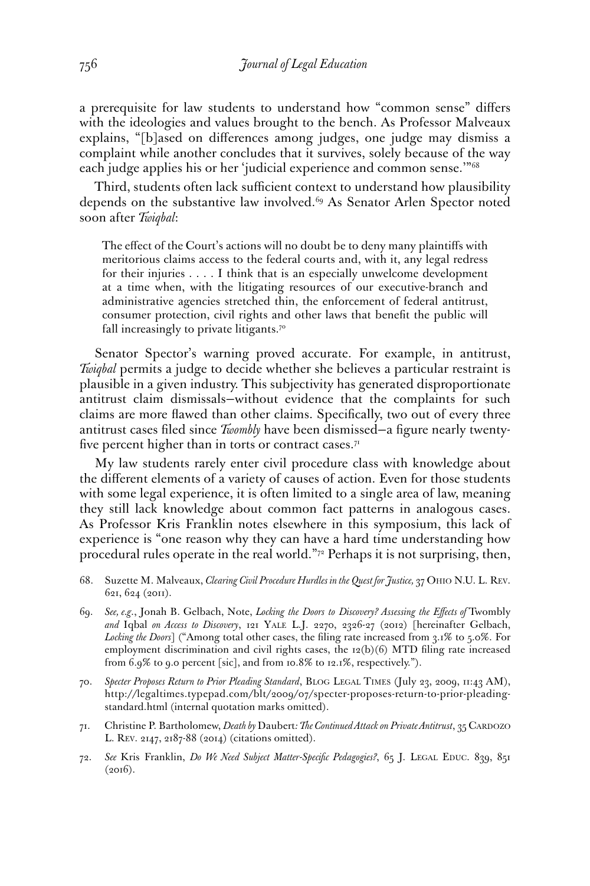a prerequisite for law students to understand how "common sense" differs with the ideologies and values brought to the bench. As Professor Malveaux explains, "[b]ased on differences among judges, one judge may dismiss a complaint while another concludes that it survives, solely because of the way each judge applies his or her 'judicial experience and common sense.'"[68]

Third, students often lack sufficient context to understand how plausibility depends on the substantive law involved.[69] As Senator Arlen Spector noted soon after *Twiqbal*:

> The effect of the Court's actions will no doubt be to deny many plaintiffs with meritorious claims access to the federal courts and, with it, any legal redress for their injuries . . . . I think that is an especially unwelcome development at a time when, with the litigating resources of our executive-branch and administrative agencies stretched thin, the enforcement of federal antitrust, consumer protection, civil rights and other laws that benefit the public will fall increasingly to private litigants.[70]

Senator Spector's warning proved accurate. For example, in antitrust, *Twiqbal* permits a judge to decide whether she believes a particular restraint is plausible in a given industry. This subjectivity has generated disproportionate antitrust claim dismissals—without evidence that the complaints for such claims are more flawed than other claims. Specifically, two out of every three antitrust cases filed since *Twombly* have been dismissed—a figure nearly twenty-five percent higher than in torts or contract cases.[71]

My law students rarely enter civil procedure class with knowledge about the different elements of a variety of causes of action. Even for those students with some legal experience, it is often limited to a single area of law, meaning they still lack knowledge about common fact patterns in analogous cases. As Professor Kris Franklin notes elsewhere in this symposium, this lack of experience is "one reason why they can have a hard time understanding how procedural rules operate in the real world."[72] Perhaps it is not surprising, then,

68. Suzette M. Malveaux, *Clearing Civil Procedure Hurdles in the Quest for Justice,* 37 Ohio N.U. L. Rev. 621, 624 (2011).

69. *See, e.g.*, Jonah B. Gelbach, Note, *Locking the Doors to Discovery? Assessing the Effects of* Twombly *and* Iqbal *on Access to Discovery*, 121 Yale L.J. 2270, 2326-27 (2012) [hereinafter Gelbach, *Locking the Doors*] ("Among total other cases, the filing rate increased from 3.1% to 5.0%. For employment discrimination and civil rights cases, the 12(b)(6) MTD filing rate increased from 6.9% to 9.0 percent [sic], and from 10.8% to 12.1%, respectively.").

70. *Specter Proposes Return to Prior Pleading Standard*, Blog Legal Times (July 23, 2009, 11:43 AM), http://legaltimes.typepad.com/blt/2009/07/specter-proposes-return-to-prior-pleading-standard.html (internal quotation marks omitted).

71. Christine P. Bartholomew, *Death by* Daubert*: The Continued Attack on Private Antitrust*, 35 Cardozo L. Rev. 2147, 2187-88 (2014) (citations omitted).

72. *See* Kris Franklin, *Do We Need Subject Matter-Specific Pedagogies?*, 65 J. Legal Educ. 839, 851 (2016).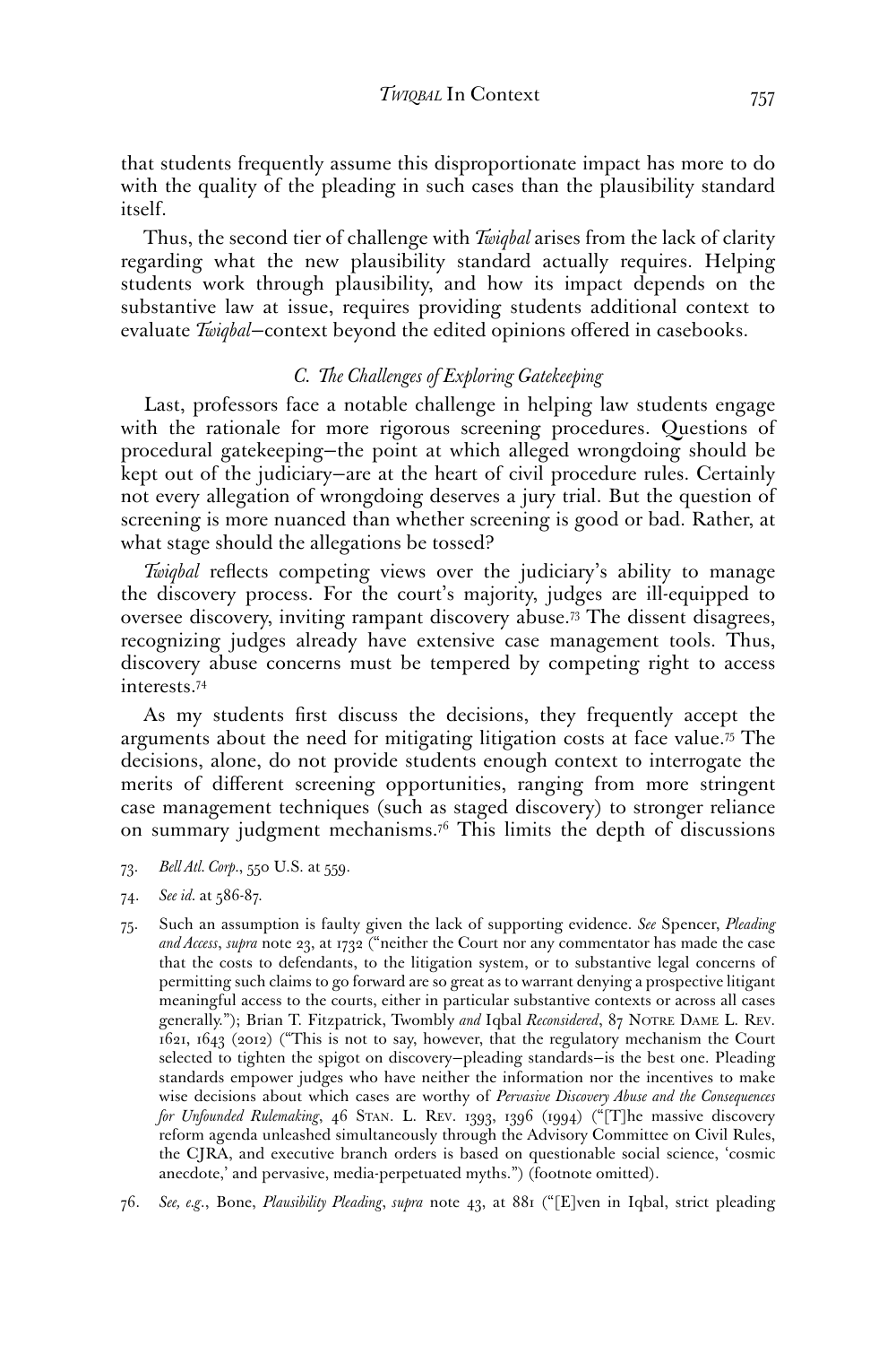that students frequently assume this disproportionate impact has more to do with the quality of the pleading in such cases than the plausibility standard itself.

Thus, the second tier of challenge with *Twiqbal* arises from the lack of clarity regarding what the new plausibility standard actually requires. Helping students work through plausibility, and how its impact depends on the substantive law at issue, requires providing students additional context to evaluate *Twiqbal*—context beyond the edited opinions offered in casebooks.

### *C. The Challenges of Exploring Gatekeeping*

Last, professors face a notable challenge in helping law students engage with the rationale for more rigorous screening procedures. Questions of procedural gatekeeping—the point at which alleged wrongdoing should be kept out of the judiciary—are at the heart of civil procedure rules. Certainly not every allegation of wrongdoing deserves a jury trial. But the question of screening is more nuanced than whether screening is good or bad. Rather, at what stage should the allegations be tossed?

*Twiqbal* reflects competing views over the judiciary's ability to manage the discovery process. For the court's majority, judges are ill-equipped to oversee discovery, inviting rampant discovery abuse.[73] The dissent disagrees, recognizing judges already have extensive case management tools. Thus, discovery abuse concerns must be tempered by competing right to access interests.[74]

As my students first discuss the decisions, they frequently accept the arguments about the need for mitigating litigation costs at face value.[75] The decisions, alone, do not provide students enough context to interrogate the merits of different screening opportunities, ranging from more stringent case management techniques (such as staged discovery) to stronger reliance on summary judgment mechanisms.[76] This limits the depth of discussions

73. *Bell Atl. Corp.*, 550 U.S. at 559.

74. *See id.* at 586-87.

75. Such an assumption is faulty given the lack of supporting evidence. *See* Spencer, *Pleading and Access*, *supra* note 23, at 1732 ("neither the Court nor any commentator has made the case that the costs to defendants, to the litigation system, or to substantive legal concerns of permitting such claims to go forward are so great as to warrant denying a prospective litigant meaningful access to the courts, either in particular substantive contexts or across all cases generally."); Brian T. Fitzpatrick, Twombly *and* Iqbal *Reconsidered*, 87 NOTRE DAME L. REV. 1621, 1643 (2012) ("This is not to say, however, that the regulatory mechanism the Court selected to tighten the spigot on discovery—pleading standards—is the best one. Pleading standards empower judges who have neither the information nor the incentives to make wise decisions about which cases are worthy of *Pervasive Discovery Abuse and the Consequences for Unfounded Rulemaking*, 46 STAN. L. REV. 1393, 1396 (1994) ("[T]he massive discovery reform agenda unleashed simultaneously through the Advisory Committee on Civil Rules, the CJRA, and executive branch orders is based on questionable social science, 'cosmic anecdote,' and pervasive, media-perpetuated myths.") (footnote omitted).

76. *See, e.g.*, Bone, *Plausibility Pleading*, *supra* note 43, at 881 ("[E]ven in Iqbal, strict pleading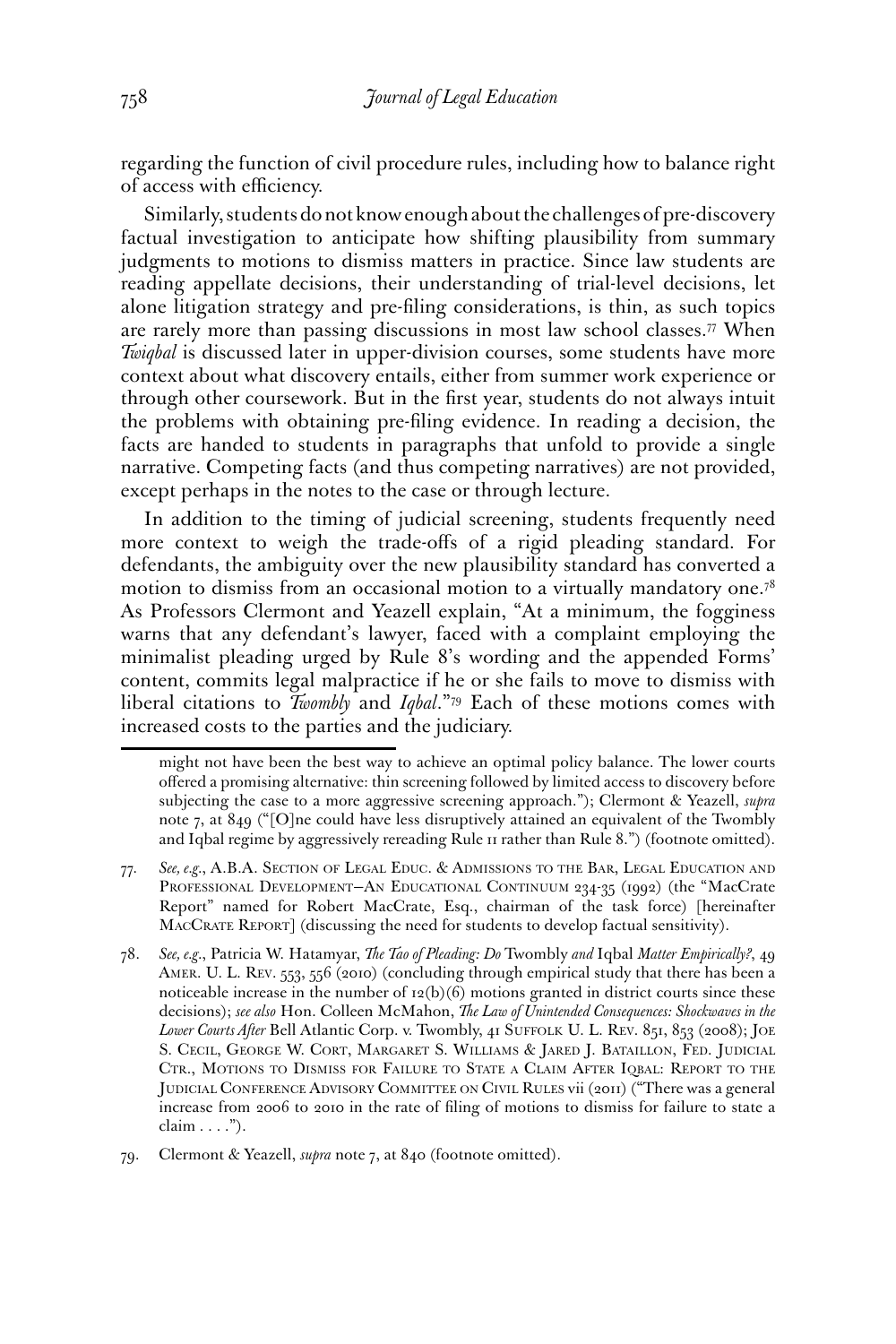regarding the function of civil procedure rules, including how to balance right of access with efficiency.

Similarly, students do not know enough about the challenges of pre-discovery factual investigation to anticipate how shifting plausibility from summary judgments to motions to dismiss matters in practice. Since law students are reading appellate decisions, their understanding of trial-level decisions, let alone litigation strategy and pre-filing considerations, is thin, as such topics are rarely more than passing discussions in most law school classes.[77] When *Twiqbal* is discussed later in upper-division courses, some students have more context about what discovery entails, either from summer work experience or through other coursework. But in the first year, students do not always intuit the problems with obtaining pre-filing evidence. In reading a decision, the facts are handed to students in paragraphs that unfold to provide a single narrative. Competing facts (and thus competing narratives) are not provided, except perhaps in the notes to the case or through lecture.

In addition to the timing of judicial screening, students frequently need more context to weigh the trade-offs of a rigid pleading standard. For defendants, the ambiguity over the new plausibility standard has converted a motion to dismiss from an occasional motion to a virtually mandatory one.[78] As Professors Clermont and Yeazell explain, "At a minimum, the fogginess warns that any defendant's lawyer, faced with a complaint employing the minimalist pleading urged by Rule 8's wording and the appended Forms' content, commits legal malpractice if he or she fails to move to dismiss with liberal citations to *Twombly* and *Iqbal*."[79] Each of these motions comes with increased costs to the parties and the judiciary.

---

might not have been the best way to achieve an optimal policy balance. The lower courts offered a promising alternative: thin screening followed by limited access to discovery before subjecting the case to a more aggressive screening approach."); Clermont & Yeazell, *supra* note 7, at 849 ("[O]ne could have less disruptively attained an equivalent of the Twombly and Iqbal regime by aggressively rereading Rule 11 rather than Rule 8.") (footnote omitted).

77. *See, e.g.*, A.B.A. Section of Legal Educ. & Admissions to the Bar, Legal Education and Professional Development—An Educational Continuum 234-35 (1992) (the "MacCrate Report" named for Robert MacCrate, Esq., chairman of the task force) [hereinafter MacCrate Report] (discussing the need for students to develop factual sensitivity).

78. *See, e.g.*, Patricia W. Hatamyar, *The Tao of Pleading: Do* Twombly *and* Iqbal *Matter Empirically?*, 49 Amer. U. L. Rev. 553, 556 (2010) (concluding through empirical study that there has been a noticeable increase in the number of 12(b)(6) motions granted in district courts since these decisions); *see also* Hon. Colleen McMahon, *The Law of Unintended Consequences: Shockwaves in the Lower Courts After* Bell Atlantic Corp. v. Twombly, 41 Suffolk U. L. Rev. 851, 853 (2008); Joe S. Cecil, George W. Cort, Margaret S. Williams & Jared J. Bataillon, Fed. Judicial Ctr., Motions to Dismiss for Failure to State a Claim After Iqbal: Report to the Judicial Conference Advisory Committee on Civil Rules vii (2011) ("There was a general increase from 2006 to 2010 in the rate of filing of motions to dismiss for failure to state a claim . . . .").

79. Clermont & Yeazell, *supra* note 7, at 840 (footnote omitted).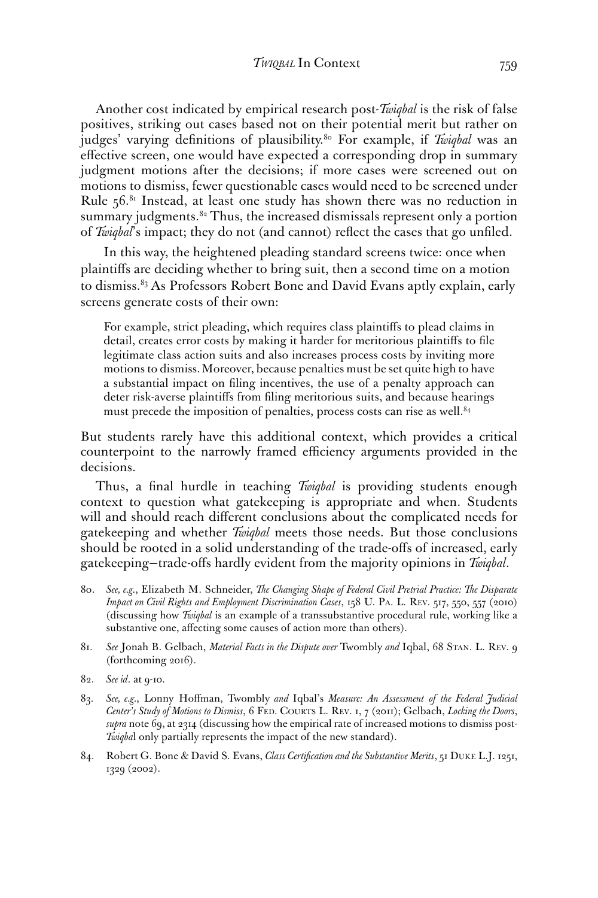Another cost indicated by empirical research post-*Twiqbal* is the risk of false positives, striking out cases based not on their potential merit but rather on judges' varying definitions of plausibility.[80] For example, if *Twiqbal* was an effective screen, one would have expected a corresponding drop in summary judgment motions after the decisions; if more cases were screened out on motions to dismiss, fewer questionable cases would need to be screened under Rule 56.[81] Instead, at least one study has shown there was no reduction in summary judgments.[82] Thus, the increased dismissals represent only a portion of *Twiqbal*'s impact; they do not (and cannot) reflect the cases that go unfiled.

In this way, the heightened pleading standard screens twice: once when plaintiffs are deciding whether to bring suit, then a second time on a motion to dismiss.[83] As Professors Robert Bone and David Evans aptly explain, early screens generate costs of their own:

> For example, strict pleading, which requires class plaintiffs to plead claims in detail, creates error costs by making it harder for meritorious plaintiffs to file legitimate class action suits and also increases process costs by inviting more motions to dismiss. Moreover, because penalties must be set quite high to have a substantial impact on filing incentives, the use of a penalty approach can deter risk-averse plaintiffs from filing meritorious suits, and because hearings must precede the imposition of penalties, process costs can rise as well.[84]

But students rarely have this additional context, which provides a critical counterpoint to the narrowly framed efficiency arguments provided in the decisions.

Thus, a final hurdle in teaching *Twiqbal* is providing students enough context to question what gatekeeping is appropriate and when. Students will and should reach different conclusions about the complicated needs for gatekeeping and whether *Twiqbal* meets those needs. But those conclusions should be rooted in a solid understanding of the trade-offs of increased, early gatekeeping—trade-offs hardly evident from the majority opinions in *Twiqbal*.

80. *See, e.g.*, Elizabeth M. Schneider, *The Changing Shape of Federal Civil Pretrial Practice: The Disparate Impact on Civil Rights and Employment Discrimination Cases*, 158 U. PA. L. REV. 517, 550, 557 (2010) (discussing how *Twiqbal* is an example of a transsubstantive procedural rule, working like a substantive one, affecting some causes of action more than others).

81. *See* Jonah B. Gelbach, *Material Facts in the Dispute over* Twombly *and* Iqbal, 68 STAN. L. REV. 9 (forthcoming 2016).

82. *See id*. at 9-10.

83. *See, e.g.*, Lonny Hoffman, Twombly *and* Iqbal's *Measure: An Assessment of the Federal Judicial Center's Study of Motions to Dismiss*, 6 FED. COURTS L. REV. 1, 7 (2011); Gelbach, *Locking the Doors*, *supra* note 69, at 2314 (discussing how the empirical rate of increased motions to dismiss post-*Twiqbal* only partially represents the impact of the new standard).

84. Robert G. Bone & David S. Evans, *Class Certification and the Substantive Merits*, 51 DUKE L.J. 1251, 1329 (2002).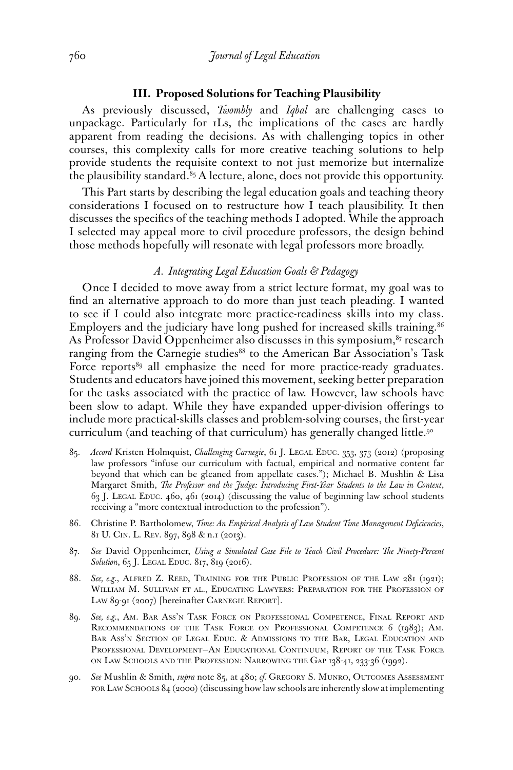## III. Proposed Solutions for Teaching Plausibility

As previously discussed, *Twombly* and *Iqbal* are challenging cases to unpackage. Particularly for 1Ls, the implications of the cases are hardly apparent from reading the decisions. As with challenging topics in other courses, this complexity calls for more creative teaching solutions to help provide students the requisite context to not just memorize but internalize the plausibility standard.[85] A lecture, alone, does not provide this opportunity.

This Part starts by describing the legal education goals and teaching theory considerations I focused on to restructure how I teach plausibility. It then discusses the specifics of the teaching methods I adopted. While the approach I selected may appeal more to civil procedure professors, the design behind those methods hopefully will resonate with legal professors more broadly.

### *A. Integrating Legal Education Goals & Pedagogy*

Once I decided to move away from a strict lecture format, my goal was to find an alternative approach to do more than just teach pleading. I wanted to see if I could also integrate more practice-readiness skills into my class. Employers and the judiciary have long pushed for increased skills training.[86] As Professor David Oppenheimer also discusses in this symposium,[87] research ranging from the Carnegie studies[88] to the American Bar Association's Task Force reports[89] all emphasize the need for more practice-ready graduates. Students and educators have joined this movement, seeking better preparation for the tasks associated with the practice of law. However, law schools have been slow to adapt. While they have expanded upper-division offerings to include more practical-skills classes and problem-solving courses, the first-year curriculum (and teaching of that curriculum) has generally changed little.[90]

85. *Accord* Kristen Holmquist, *Challenging Carnegie*, 61 J. Legal Educ. 353, 373 (2012) (proposing law professors "infuse our curriculum with factual, empirical and normative content far beyond that which can be gleaned from appellate cases."); Michael B. Mushlin & Lisa Margaret Smith, *The Professor and the Judge: Introducing First-Year Students to the Law in Context*, 63 J. Legal Educ. 460, 461 (2014) (discussing the value of beginning law school students receiving a "more contextual introduction to the profession").

86. Christine P. Bartholomew, *Time: An Empirical Analysis of Law Student Time Management Deficiencies*, 81 U. Cin. L. Rev. 897, 898 & n.1 (2013).

87. *See* David Oppenheimer, *Using a Simulated Case File to Teach Civil Procedure: The Ninety-Percent Solution*, 65 J. Legal Educ. 817, 819 (2016).

88. *See, e.g.*, Alfred Z. Reed, Training for the Public Profession of the Law 281 (1921); William M. Sullivan et al., Educating Lawyers: Preparation for the Profession of Law 89-91 (2007) [hereinafter Carnegie Report].

89. *See, e.g.*, Am. Bar Ass'n Task Force on Professional Competence, Final Report and Recommendations of the Task Force on Professional Competence 6 (1983); Am. Bar Ass'n Section of Legal Educ. & Admissions to the Bar, Legal Education and Professional Development—An Educational Continuum, Report of the Task Force on Law Schools and the Profession: Narrowing the Gap 138-41, 233-36 (1992).

90. *See* Mushlin & Smith, *supra* note 85, at 480; *cf.* Gregory S. Munro, Outcomes Assessment for Law Schools 84 (2000) (discussing how law schools are inherently slow at implementing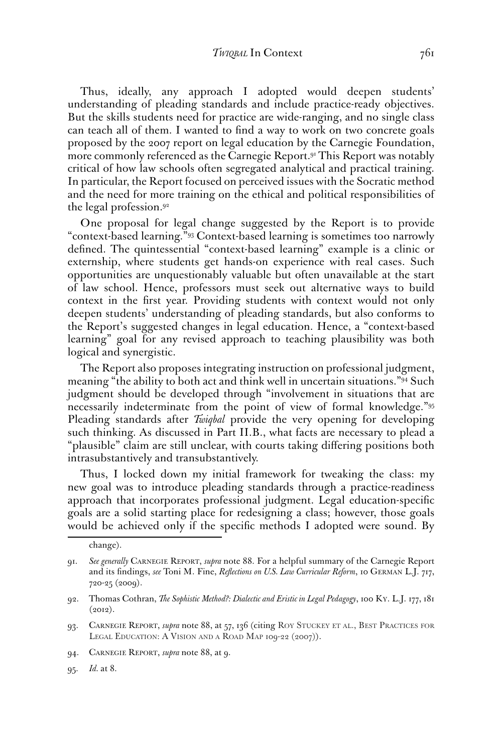Thus, ideally, any approach I adopted would deepen students' understanding of pleading standards and include practice-ready objectives. But the skills students need for practice are wide-ranging, and no single class can teach all of them. I wanted to find a way to work on two concrete goals proposed by the 2007 report on legal education by the Carnegie Foundation, more commonly referenced as the Carnegie Report.[91] This Report was notably critical of how law schools often segregated analytical and practical training. In particular, the Report focused on perceived issues with the Socratic method and the need for more training on the ethical and political responsibilities of the legal profession.[92]

One proposal for legal change suggested by the Report is to provide "context-based learning."[93] Context-based learning is sometimes too narrowly defined. The quintessential "context-based learning" example is a clinic or externship, where students get hands-on experience with real cases. Such opportunities are unquestionably valuable but often unavailable at the start of law school. Hence, professors must seek out alternative ways to build context in the first year. Providing students with context would not only deepen students' understanding of pleading standards, but also conforms to the Report's suggested changes in legal education. Hence, a "context-based learning" goal for any revised approach to teaching plausibility was both logical and synergistic.

The Report also proposes integrating instruction on professional judgment, meaning "the ability to both act and think well in uncertain situations."[94] Such judgment should be developed through "involvement in situations that are necessarily indeterminate from the point of view of formal knowledge."[95] Pleading standards after *Twiqbal* provide the very opening for developing such thinking. As discussed in Part II.B., what facts are necessary to plead a "plausible" claim are still unclear, with courts taking differing positions both intrasubstantively and transubstantively.

Thus, I locked down my initial framework for tweaking the class: my new goal was to introduce pleading standards through a practice-readiness approach that incorporates professional judgment. Legal education-specific goals are a solid starting place for redesigning a class; however, those goals would be achieved only if the specific methods I adopted were sound. By

---

change).

91. *See generally* Carnegie Report, *supra* note 88. For a helpful summary of the Carnegie Report and its findings, *see* Toni M. Fine, *Reflections on U.S. Law Curricular Reform*, 10 German L.J. 717, 720-25 (2009).

92. Thomas Cothran, *The Sophistic Method?: Dialectic and Eristic in Legal Pedagogy*, 100 Ky. L.J. 177, 181 (2012).

93. Carnegie Report, *supra* note 88, at 57, 136 (citing Roy Stuckey et al., Best Practices for Legal Education: A Vision and a Road Map 109-22 (2007)).

94. Carnegie Report, *supra* note 88, at 9.

95. *Id.* at 8.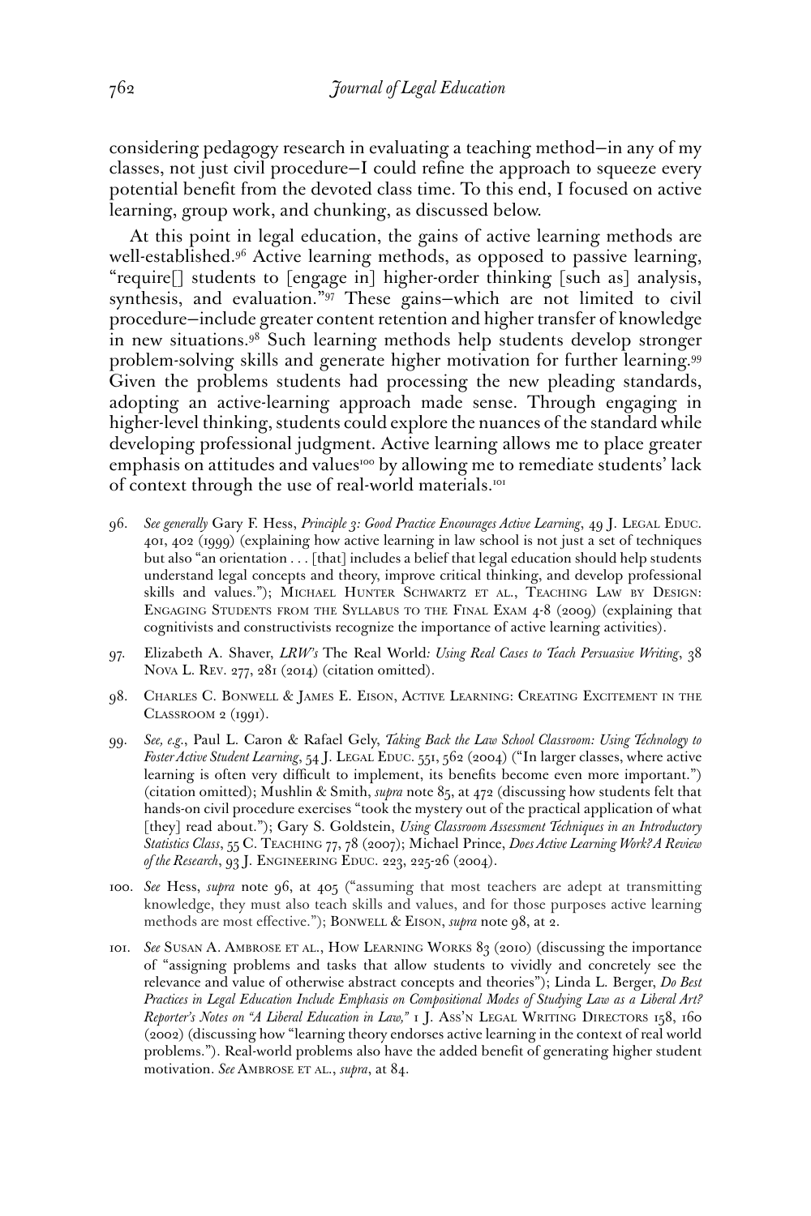considering pedagogy research in evaluating a teaching method—in any of my classes, not just civil procedure—I could refine the approach to squeeze every potential benefit from the devoted class time. To this end, I focused on active learning, group work, and chunking, as discussed below.

At this point in legal education, the gains of active learning methods are well-established.[96] Active learning methods, as opposed to passive learning, "require[] students to [engage in] higher-order thinking [such as] analysis, synthesis, and evaluation."[97] These gains—which are not limited to civil procedure—include greater content retention and higher transfer of knowledge in new situations.[98] Such learning methods help students develop stronger problem-solving skills and generate higher motivation for further learning.[99] Given the problems students had processing the new pleading standards, adopting an active-learning approach made sense. Through engaging in higher-level thinking, students could explore the nuances of the standard while developing professional judgment. Active learning allows me to place greater emphasis on attitudes and values[100] by allowing me to remediate students' lack of context through the use of real-world materials.[101]

96. *See generally* Gary F. Hess, *Principle 3: Good Practice Encourages Active Learning*, 49 J. Legal Educ. 401, 402 (1999) (explaining how active learning in law school is not just a set of techniques but also "an orientation . . . [that] includes a belief that legal education should help students understand legal concepts and theory, improve critical thinking, and develop professional skills and values."); Michael Hunter Schwartz et al., Teaching Law by Design: Engaging Students from the Syllabus to the Final Exam 4-8 (2009) (explaining that cognitivists and constructivists recognize the importance of active learning activities).

97. Elizabeth A. Shaver, *LRW's* The Real World*: Using Real Cases to Teach Persuasive Writing*, 38 Nova L. Rev. 277, 281 (2014) (citation omitted).

98. Charles C. Bonwell & James E. Eison, Active Learning: Creating Excitement in the Classroom 2 (1991).

99. *See, e.g.*, Paul L. Caron & Rafael Gely, *Taking Back the Law School Classroom: Using Technology to Foster Active Student Learning*, 54 J. Legal Educ. 551, 562 (2004) ("In larger classes, where active learning is often very difficult to implement, its benefits become even more important.") (citation omitted); Mushlin & Smith, *supra* note 85, at 472 (discussing how students felt that hands-on civil procedure exercises "took the mystery out of the practical application of what [they] read about."); Gary S. Goldstein, *Using Classroom Assessment Techniques in an Introductory Statistics Class*, 55 C. Teaching 77, 78 (2007); Michael Prince, *Does Active Learning Work? A Review of the Research*, 93 J. Engineering Educ. 223, 225-26 (2004).

100. *See* Hess, *supra* note 96, at 405 ("assuming that most teachers are adept at transmitting knowledge, they must also teach skills and values, and for those purposes active learning methods are most effective."); Bonwell & Eison, *supra* note 98, at 2.

101. *See* Susan A. Ambrose et al., How Learning Works 83 (2010) (discussing the importance of "assigning problems and tasks that allow students to vividly and concretely see the relevance and value of otherwise abstract concepts and theories"); Linda L. Berger, *Do Best Practices in Legal Education Include Emphasis on Compositional Modes of Studying Law as a Liberal Art? Reporter's Notes on "A Liberal Education in Law,"* 1 J. Ass'n Legal Writing Directors 158, 160 (2002) (discussing how "learning theory endorses active learning in the context of real world problems."). Real-world problems also have the added benefit of generating higher student motivation. *See* Ambrose et al., *supra*, at 84.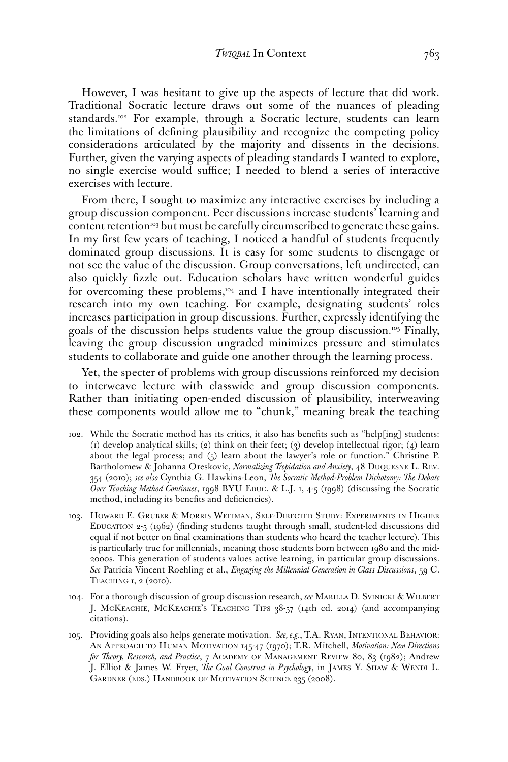However, I was hesitant to give up the aspects of lecture that did work. Traditional Socratic lecture draws out some of the nuances of pleading standards.[102] For example, through a Socratic lecture, students can learn the limitations of defining plausibility and recognize the competing policy considerations articulated by the majority and dissents in the decisions. Further, given the varying aspects of pleading standards I wanted to explore, no single exercise would suffice; I needed to blend a series of interactive exercises with lecture.

From there, I sought to maximize any interactive exercises by including a group discussion component. Peer discussions increase students' learning and content retention[103] but must be carefully circumscribed to generate these gains. In my first few years of teaching, I noticed a handful of students frequently dominated group discussions. It is easy for some students to disengage or not see the value of the discussion. Group conversations, left undirected, can also quickly fizzle out. Education scholars have written wonderful guides for overcoming these problems,[104] and I have intentionally integrated their research into my own teaching. For example, designating students' roles increases participation in group discussions. Further, expressly identifying the goals of the discussion helps students value the group discussion.[105] Finally, leaving the group discussion ungraded minimizes pressure and stimulates students to collaborate and guide one another through the learning process.

Yet, the specter of problems with group discussions reinforced my decision to interweave lecture with classwide and group discussion components. Rather than initiating open-ended discussion of plausibility, interweaving these components would allow me to "chunk," meaning break the teaching

102. While the Socratic method has its critics, it also has benefits such as "help[ing] students: (1) develop analytical skills; (2) think on their feet; (3) develop intellectual rigor; (4) learn about the legal process; and (5) learn about the lawyer's role or function." Christine P. Bartholomew & Johanna Oreskovic, *Normalizing Trepidation and Anxiety*, 48 Duquesne L. Rev. 354 (2010); *see also* Cynthia G. Hawkins-Leon, *The Socratic Method-Problem Dichotomy: The Debate Over Teaching Method Continues*, 1998 BYU Educ. & L.J. 1, 4-5 (1998) (discussing the Socratic method, including its benefits and deficiencies).

103. Howard E. Gruber & Morris Weitman, Self-Directed Study: Experiments in Higher Education 2-5 (1962) (finding students taught through small, student-led discussions did equal if not better on final examinations than students who heard the teacher lecture). This is particularly true for millennials, meaning those students born between 1980 and the mid-2000s. This generation of students values active learning, in particular group discussions. *See* Patricia Vincent Roehling et al., *Engaging the Millennial Generation in Class Discussions*, 59 C. Teaching 1, 2 (2010).

104. For a thorough discussion of group discussion research, *see* Marilla D. Svinicki & Wilbert J. McKeachie, McKeachie's Teaching Tips 38-57 (14th ed. 2014) (and accompanying citations).

105. Providing goals also helps generate motivation. *See, e.g.*, T.A. Ryan, Intentional Behavior: An Approach to Human Motivation 145-47 (1970); T.R. Mitchell, *Motivation: New Directions for Theory, Research, and Practice*, 7 Academy of Management Review 80, 83 (1982); Andrew J. Elliot & James W. Fryer, *The Goal Construct in Psychology*, in James Y. Shaw & Wendi L. Gardner (eds.) Handbook of Motivation Science 235 (2008).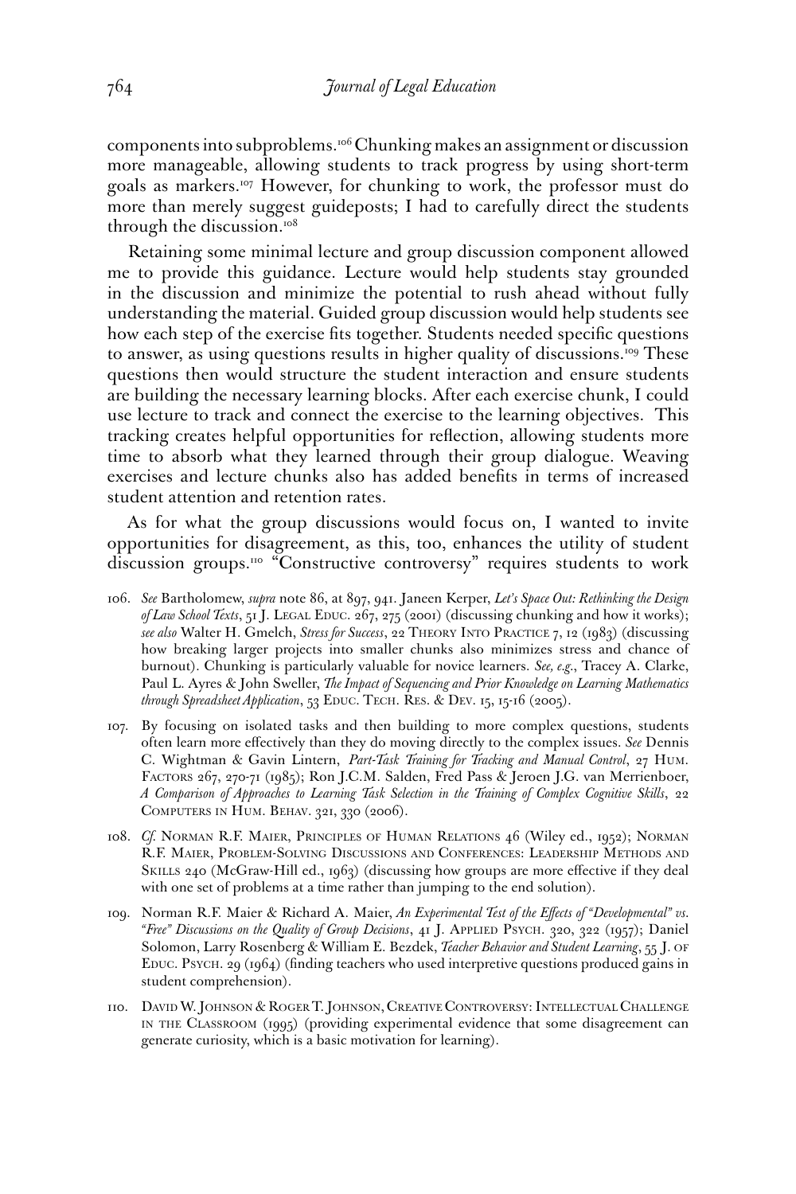components into subproblems.[106] Chunking makes an assignment or discussion more manageable, allowing students to track progress by using short-term goals as markers.[107] However, for chunking to work, the professor must do more than merely suggest guideposts; I had to carefully direct the students through the discussion.[108]

Retaining some minimal lecture and group discussion component allowed me to provide this guidance. Lecture would help students stay grounded in the discussion and minimize the potential to rush ahead without fully understanding the material. Guided group discussion would help students see how each step of the exercise fits together. Students needed specific questions to answer, as using questions results in higher quality of discussions.[109] These questions then would structure the student interaction and ensure students are building the necessary learning blocks. After each exercise chunk, I could use lecture to track and connect the exercise to the learning objectives. This tracking creates helpful opportunities for reflection, allowing students more time to absorb what they learned through their group dialogue. Weaving exercises and lecture chunks also has added benefits in terms of increased student attention and retention rates.

As for what the group discussions would focus on, I wanted to invite opportunities for disagreement, as this, too, enhances the utility of student discussion groups.[110] "Constructive controversy" requires students to work

106. *See* Bartholomew, *supra* note 86, at 897, 941. Janeen Kerper, *Let's Space Out: Rethinking the Design of Law School Texts*, 51 J. Legal Educ. 267, 275 (2001) (discussing chunking and how it works); *see also* Walter H. Gmelch, *Stress for Success*, 22 Theory Into Practice 7, 12 (1983) (discussing how breaking larger projects into smaller chunks also minimizes stress and chance of burnout). Chunking is particularly valuable for novice learners. *See, e.g.*, Tracey A. Clarke, Paul L. Ayres & John Sweller, *The Impact of Sequencing and Prior Knowledge on Learning Mathematics through Spreadsheet Application*, 53 Educ. Tech. Res. & Dev. 15, 15-16 (2005).

107. By focusing on isolated tasks and then building to more complex questions, students often learn more effectively than they do moving directly to the complex issues. *See* Dennis C. Wightman & Gavin Lintern, *Part-Task Training for Tracking and Manual Control*, 27 Hum. Factors 267, 270-71 (1985); Ron J.C.M. Salden, Fred Pass & Jeroen J.G. van Merrienboer, *A Comparison of Approaches to Learning Task Selection in the Training of Complex Cognitive Skills*, 22 Computers in Hum. Behav. 321, 330 (2006).

108. *Cf.* Norman R.F. Maier, Principles of Human Relations 46 (Wiley ed., 1952); Norman R.F. Maier, Problem-Solving Discussions and Conferences: Leadership Methods and Skills 240 (McGraw-Hill ed., 1963) (discussing how groups are more effective if they deal with one set of problems at a time rather than jumping to the end solution).

109. Norman R.F. Maier & Richard A. Maier, *An Experimental Test of the Effects of "Developmental" vs. "Free" Discussions on the Quality of Group Decisions*, 41 J. Applied Psych. 320, 322 (1957); Daniel Solomon, Larry Rosenberg & William E. Bezdek, *Teacher Behavior and Student Learning*, 55 J. of Educ. Psych. 29 (1964) (finding teachers who used interpretive questions produced gains in student comprehension).

110. David W. Johnson & Roger T. Johnson, Creative Controversy: Intellectual Challenge in the Classroom (1995) (providing experimental evidence that some disagreement can generate curiosity, which is a basic motivation for learning).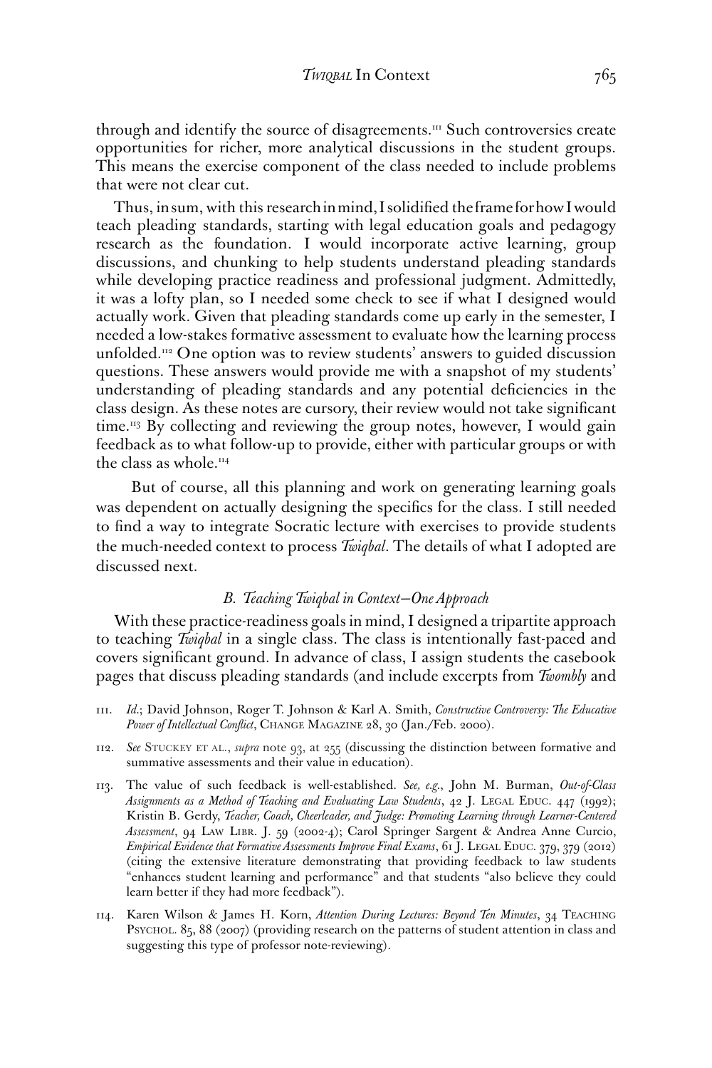through and identify the source of disagreements.[111] Such controversies create opportunities for richer, more analytical discussions in the student groups. This means the exercise component of the class needed to include problems that were not clear cut.

Thus, in sum, with this research in mind, I solidified the frame for how I would teach pleading standards, starting with legal education goals and pedagogy research as the foundation. I would incorporate active learning, group discussions, and chunking to help students understand pleading standards while developing practice readiness and professional judgment. Admittedly, it was a lofty plan, so I needed some check to see if what I designed would actually work. Given that pleading standards come up early in the semester, I needed a low-stakes formative assessment to evaluate how the learning process unfolded.[112] One option was to review students' answers to guided discussion questions. These answers would provide me with a snapshot of my students' understanding of pleading standards and any potential deficiencies in the class design. As these notes are cursory, their review would not take significant time.[113] By collecting and reviewing the group notes, however, I would gain feedback as to what follow-up to provide, either with particular groups or with the class as whole.[114]

But of course, all this planning and work on generating learning goals was dependent on actually designing the specifics for the class. I still needed to find a way to integrate Socratic lecture with exercises to provide students the much-needed context to process *Twiqbal*. The details of what I adopted are discussed next.

### *B. Teaching Twiqbal in Context—One Approach*

With these practice-readiness goals in mind, I designed a tripartite approach to teaching *Twiqbal* in a single class. The class is intentionally fast-paced and covers significant ground. In advance of class, I assign students the casebook pages that discuss pleading standards (and include excerpts from *Twombly* and

---

111. *Id.*; David Johnson, Roger T. Johnson & Karl A. Smith, *Constructive Controversy: The Educative Power of Intellectual Conflict*, CHANGE MAGAZINE 28, 30 (Jan./Feb. 2000).

112. *See* STUCKEY ET AL., *supra* note 93, at 255 (discussing the distinction between formative and summative assessments and their value in education).

113. The value of such feedback is well-established. *See, e.g.*, John M. Burman, *Out-of-Class Assignments as a Method of Teaching and Evaluating Law Students*, 42 J. LEGAL EDUC. 447 (1992); Kristin B. Gerdy, *Teacher, Coach, Cheerleader, and Judge: Promoting Learning through Learner-Centered Assessment*, 94 LAW LIBR. J. 59 (2002-4); Carol Springer Sargent & Andrea Anne Curcio, *Empirical Evidence that Formative Assessments Improve Final Exams*, 61 J. LEGAL EDUC. 379, 379 (2012) (citing the extensive literature demonstrating that providing feedback to law students "enhances student learning and performance" and that students "also believe they could learn better if they had more feedback").

114. Karen Wilson & James H. Korn, *Attention During Lectures: Beyond Ten Minutes*, 34 TEACHING PSYCHOL. 85, 88 (2007) (providing research on the patterns of student attention in class and suggesting this type of professor note-reviewing).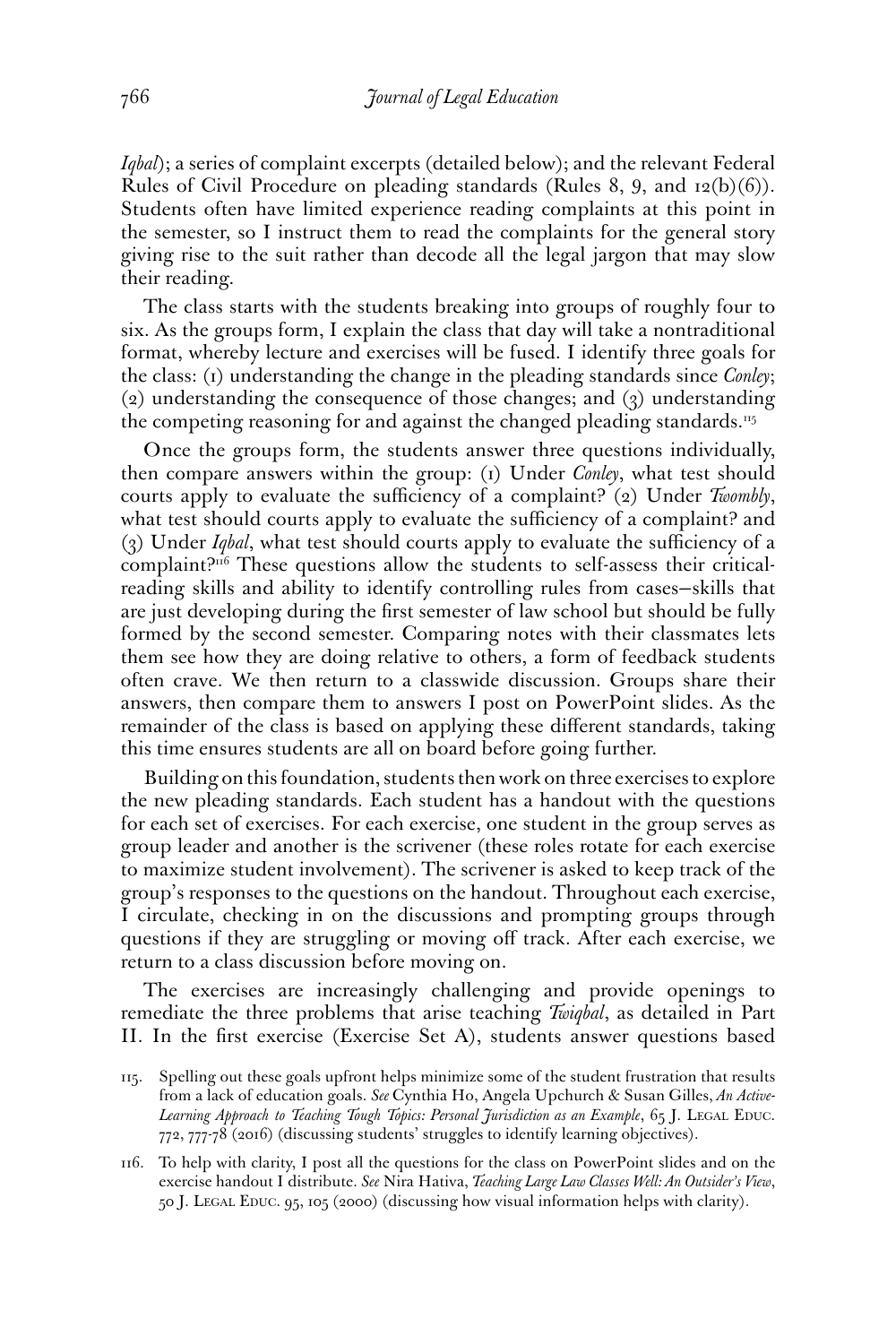*Iqbal*); a series of complaint excerpts (detailed below); and the relevant Federal Rules of Civil Procedure on pleading standards (Rules 8, 9, and 12(b)(6)). Students often have limited experience reading complaints at this point in the semester, so I instruct them to read the complaints for the general story giving rise to the suit rather than decode all the legal jargon that may slow their reading.

The class starts with the students breaking into groups of roughly four to six. As the groups form, I explain the class that day will take a nontraditional format, whereby lecture and exercises will be fused. I identify three goals for the class: (1) understanding the change in the pleading standards since *Conley*; (2) understanding the consequence of those changes; and (3) understanding the competing reasoning for and against the changed pleading standards.[115]

Once the groups form, the students answer three questions individually, then compare answers within the group: (1) Under *Conley*, what test should courts apply to evaluate the sufficiency of a complaint? (2) Under *Twombly*, what test should courts apply to evaluate the sufficiency of a complaint? and (3) Under *Iqbal*, what test should courts apply to evaluate the sufficiency of a complaint?[116] These questions allow the students to self-assess their critical-reading skills and ability to identify controlling rules from cases—skills that are just developing during the first semester of law school but should be fully formed by the second semester. Comparing notes with their classmates lets them see how they are doing relative to others, a form of feedback students often crave. We then return to a classwide discussion. Groups share their answers, then compare them to answers I post on PowerPoint slides. As the remainder of the class is based on applying these different standards, taking this time ensures students are all on board before going further.

Building on this foundation, students then work on three exercises to explore the new pleading standards. Each student has a handout with the questions for each set of exercises. For each exercise, one student in the group serves as group leader and another is the scrivener (these roles rotate for each exercise to maximize student involvement). The scrivener is asked to keep track of the group's responses to the questions on the handout. Throughout each exercise, I circulate, checking in on the discussions and prompting groups through questions if they are struggling or moving off track. After each exercise, we return to a class discussion before moving on.

The exercises are increasingly challenging and provide openings to remediate the three problems that arise teaching *Twiqbal*, as detailed in Part II. In the first exercise (Exercise Set A), students answer questions based

115. Spelling out these goals upfront helps minimize some of the student frustration that results from a lack of education goals. *See* Cynthia Ho, Angela Upchurch & Susan Gilles, *An Active-Learning Approach to Teaching Tough Topics: Personal Jurisdiction as an Example*, 65 J. Legal Educ. 772, 777-78 (2016) (discussing students' struggles to identify learning objectives).

116. To help with clarity, I post all the questions for the class on PowerPoint slides and on the exercise handout I distribute. *See* Nira Hativa, *Teaching Large Law Classes Well: An Outsider's View*, 50 J. Legal Educ. 95, 105 (2000) (discussing how visual information helps with clarity).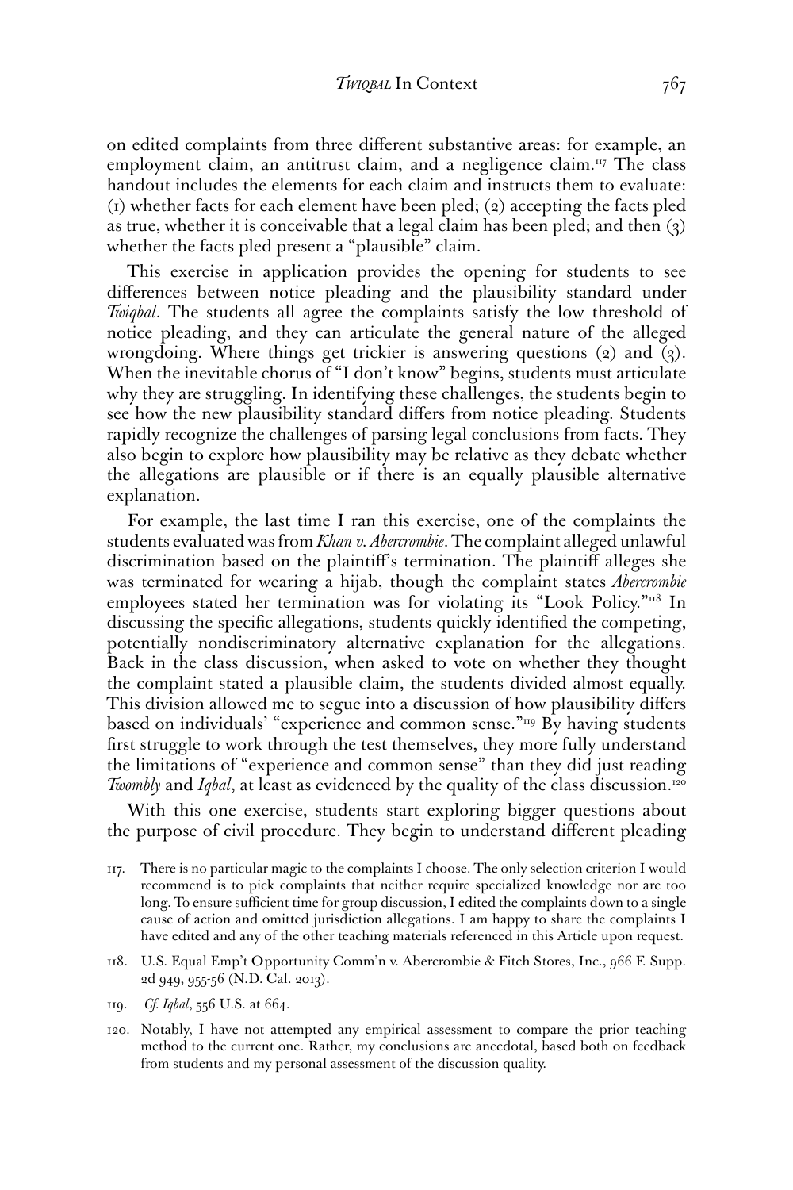on edited complaints from three different substantive areas: for example, an employment claim, an antitrust claim, and a negligence claim.[117] The class handout includes the elements for each claim and instructs them to evaluate: (1) whether facts for each element have been pled; (2) accepting the facts pled as true, whether it is conceivable that a legal claim has been pled; and then (3) whether the facts pled present a "plausible" claim.

This exercise in application provides the opening for students to see differences between notice pleading and the plausibility standard under *Twiqbal*. The students all agree the complaints satisfy the low threshold of notice pleading, and they can articulate the general nature of the alleged wrongdoing. Where things get trickier is answering questions (2) and (3). When the inevitable chorus of "I don't know" begins, students must articulate why they are struggling. In identifying these challenges, the students begin to see how the new plausibility standard differs from notice pleading. Students rapidly recognize the challenges of parsing legal conclusions from facts. They also begin to explore how plausibility may be relative as they debate whether the allegations are plausible or if there is an equally plausible alternative explanation.

For example, the last time I ran this exercise, one of the complaints the students evaluated was from *Khan v. Abercrombie*. The complaint alleged unlawful discrimination based on the plaintiff's termination. The plaintiff alleges she was terminated for wearing a hijab, though the complaint states *Abercrombie* employees stated her termination was for violating its "Look Policy."[118] In discussing the specific allegations, students quickly identified the competing, potentially nondiscriminatory alternative explanation for the allegations. Back in the class discussion, when asked to vote on whether they thought the complaint stated a plausible claim, the students divided almost equally. This division allowed me to segue into a discussion of how plausibility differs based on individuals' "experience and common sense."[119] By having students first struggle to work through the test themselves, they more fully understand the limitations of "experience and common sense" than they did just reading *Twombly* and *Iqbal*, at least as evidenced by the quality of the class discussion.[120]

With this one exercise, students start exploring bigger questions about the purpose of civil procedure. They begin to understand different pleading

117. There is no particular magic to the complaints I choose. The only selection criterion I would recommend is to pick complaints that neither require specialized knowledge nor are too long. To ensure sufficient time for group discussion, I edited the complaints down to a single cause of action and omitted jurisdiction allegations. I am happy to share the complaints I have edited and any of the other teaching materials referenced in this Article upon request.

118. U.S. Equal Emp't Opportunity Comm'n v. Abercrombie & Fitch Stores, Inc., 966 F. Supp. 2d 949, 955-56 (N.D. Cal. 2013).

119. *Cf. Iqbal*, 556 U.S. at 664.

120. Notably, I have not attempted any empirical assessment to compare the prior teaching method to the current one. Rather, my conclusions are anecdotal, based both on feedback from students and my personal assessment of the discussion quality.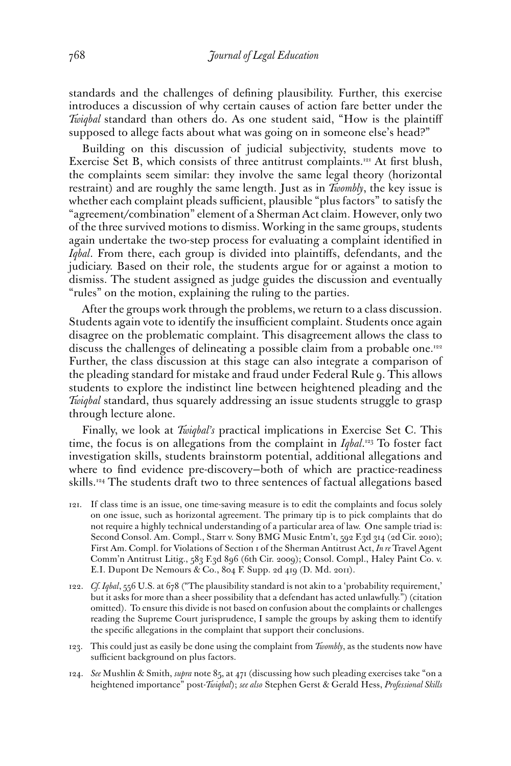standards and the challenges of defining plausibility. Further, this exercise introduces a discussion of why certain causes of action fare better under the *Twiqbal* standard than others do. As one student said, "How is the plaintiff supposed to allege facts about what was going on in someone else's head?"

Building on this discussion of judicial subjectivity, students move to Exercise Set B, which consists of three antitrust complaints.[121] At first blush, the complaints seem similar: they involve the same legal theory (horizontal restraint) and are roughly the same length. Just as in *Twombly*, the key issue is whether each complaint pleads sufficient, plausible "plus factors" to satisfy the "agreement/combination" element of a Sherman Act claim. However, only two of the three survived motions to dismiss. Working in the same groups, students again undertake the two-step process for evaluating a complaint identified in *Iqbal*. From there, each group is divided into plaintiffs, defendants, and the judiciary. Based on their role, the students argue for or against a motion to dismiss. The student assigned as judge guides the discussion and eventually "rules" on the motion, explaining the ruling to the parties.

After the groups work through the problems, we return to a class discussion. Students again vote to identify the insufficient complaint. Students once again disagree on the problematic complaint. This disagreement allows the class to discuss the challenges of delineating a possible claim from a probable one.[122] Further, the class discussion at this stage can also integrate a comparison of the pleading standard for mistake and fraud under Federal Rule 9. This allows students to explore the indistinct line between heightened pleading and the *Twiqbal* standard, thus squarely addressing an issue students struggle to grasp through lecture alone.

Finally, we look at *Twiqbal's* practical implications in Exercise Set C. This time, the focus is on allegations from the complaint in *Iqbal*.[123] To foster fact investigation skills, students brainstorm potential, additional allegations and where to find evidence pre-discovery—both of which are practice-readiness skills.[124] The students draft two to three sentences of factual allegations based

121. If class time is an issue, one time-saving measure is to edit the complaints and focus solely on one issue, such as horizontal agreement. The primary tip is to pick complaints that do not require a highly technical understanding of a particular area of law. One sample triad is: Second Consol. Am. Compl., Starr v. Sony BMG Music Entm't, 592 F.3d 314 (2d Cir. 2010); First Am. Compl. for Violations of Section 1 of the Sherman Antitrust Act, *In re* Travel Agent Comm'n Antitrust Litig., 583 F.3d 896 (6th Cir. 2009); Consol. Compl., Haley Paint Co. v. E.I. Dupont De Nemours & Co., 804 F. Supp. 2d 419 (D. Md. 2011).

122. *Cf. Iqbal*, 556 U.S. at 678 ("The plausibility standard is not akin to a 'probability requirement,' but it asks for more than a sheer possibility that a defendant has acted unlawfully.") (citation omitted). To ensure this divide is not based on confusion about the complaints or challenges reading the Supreme Court jurisprudence, I sample the groups by asking them to identify the specific allegations in the complaint that support their conclusions.

123. This could just as easily be done using the complaint from *Twombly*, as the students now have sufficient background on plus factors.

124. *See* Mushlin & Smith, *supra* note 85, at 471 (discussing how such pleading exercises take "on a heightened importance" post-*Twiqbal*); *see also* Stephen Gerst & Gerald Hess, *Professional Skills*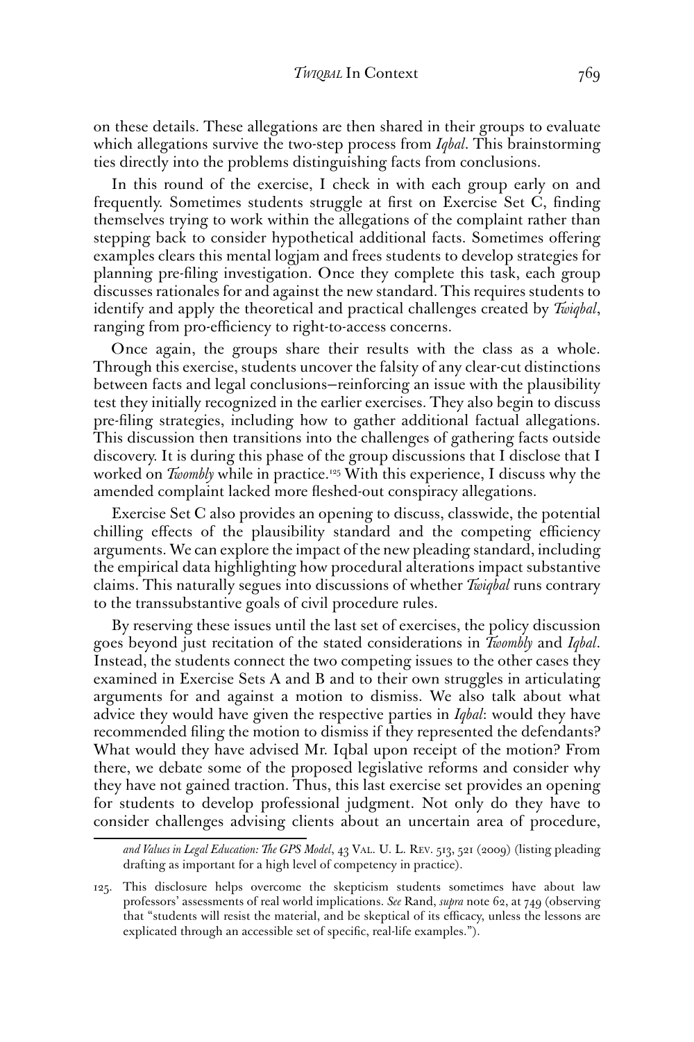on these details. These allegations are then shared in their groups to evaluate which allegations survive the two-step process from *Iqbal*. This brainstorming ties directly into the problems distinguishing facts from conclusions.

In this round of the exercise, I check in with each group early on and frequently. Sometimes students struggle at first on Exercise Set C, finding themselves trying to work within the allegations of the complaint rather than stepping back to consider hypothetical additional facts. Sometimes offering examples clears this mental logjam and frees students to develop strategies for planning pre-filing investigation. Once they complete this task, each group discusses rationales for and against the new standard. This requires students to identify and apply the theoretical and practical challenges created by *Twiqbal*, ranging from pro-efficiency to right-to-access concerns.

Once again, the groups share their results with the class as a whole. Through this exercise, students uncover the falsity of any clear-cut distinctions between facts and legal conclusions—reinforcing an issue with the plausibility test they initially recognized in the earlier exercises. They also begin to discuss pre-filing strategies, including how to gather additional factual allegations. This discussion then transitions into the challenges of gathering facts outside discovery. It is during this phase of the group discussions that I disclose that I worked on *Twombly* while in practice.[125] With this experience, I discuss why the amended complaint lacked more fleshed-out conspiracy allegations.

Exercise Set C also provides an opening to discuss, classwide, the potential chilling effects of the plausibility standard and the competing efficiency arguments. We can explore the impact of the new pleading standard, including the empirical data highlighting how procedural alterations impact substantive claims. This naturally segues into discussions of whether *Twiqbal* runs contrary to the transsubstantive goals of civil procedure rules.

By reserving these issues until the last set of exercises, the policy discussion goes beyond just recitation of the stated considerations in *Twombly* and *Iqbal*. Instead, the students connect the two competing issues to the other cases they examined in Exercise Sets A and B and to their own struggles in articulating arguments for and against a motion to dismiss. We also talk about what advice they would have given the respective parties in *Iqbal*: would they have recommended filing the motion to dismiss if they represented the defendants? What would they have advised Mr. Iqbal upon receipt of the motion? From there, we debate some of the proposed legislative reforms and consider why they have not gained traction. Thus, this last exercise set provides an opening for students to develop professional judgment. Not only do they have to consider challenges advising clients about an uncertain area of procedure,

---

*and Values in Legal Education: The GPS Model*, 43 VAL. U. L. REV. 513, 521 (2009) (listing pleading drafting as important for a high level of competency in practice).

125. This disclosure helps overcome the skepticism students sometimes have about law professors' assessments of real world implications. *See* Rand, *supra* note 62, at 749 (observing that "students will resist the material, and be skeptical of its efficacy, unless the lessons are explicated through an accessible set of specific, real-life examples.").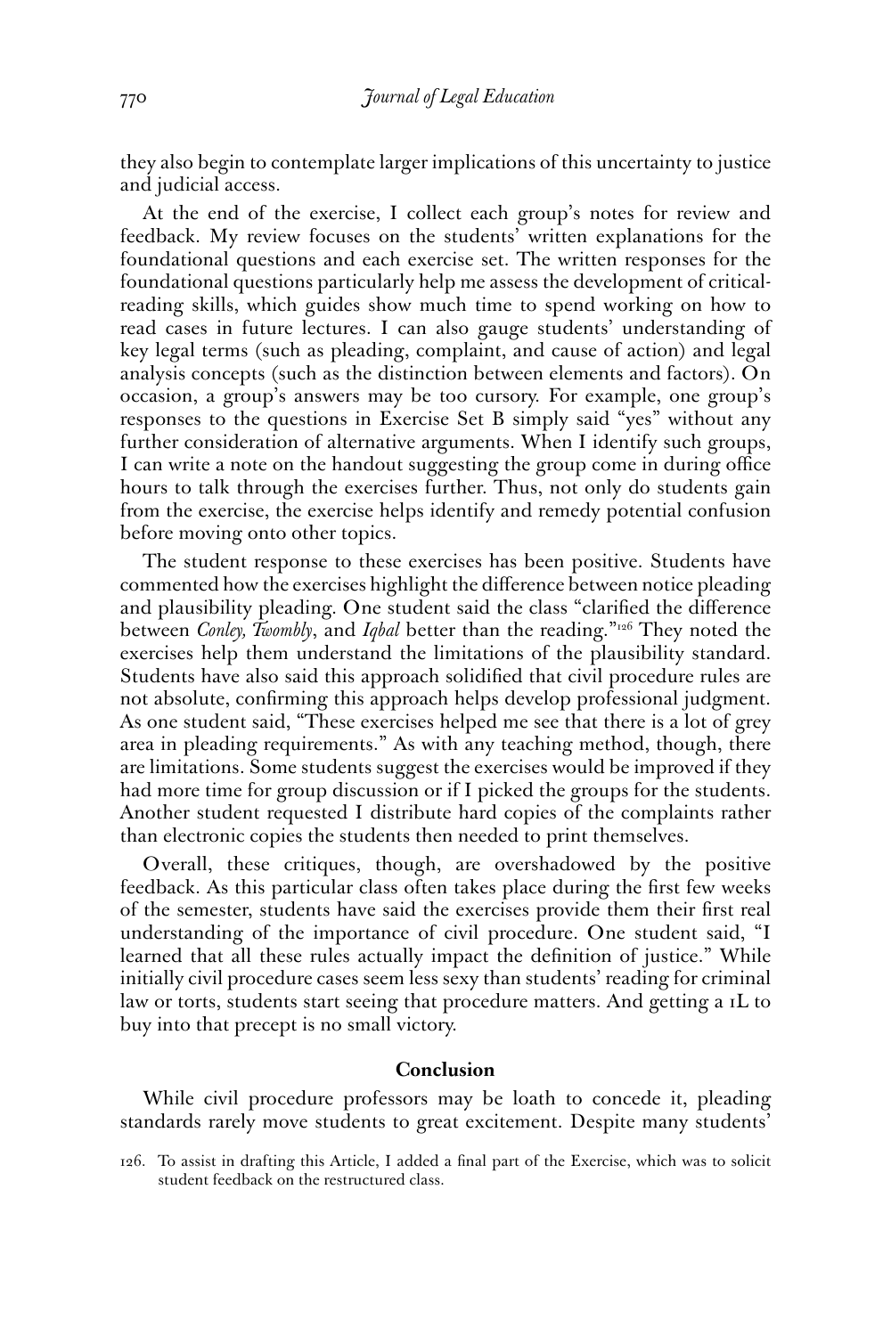they also begin to contemplate larger implications of this uncertainty to justice and judicial access.

At the end of the exercise, I collect each group's notes for review and feedback. My review focuses on the students' written explanations for the foundational questions and each exercise set. The written responses for the foundational questions particularly help me assess the development of critical-reading skills, which guides show much time to spend working on how to read cases in future lectures. I can also gauge students' understanding of key legal terms (such as pleading, complaint, and cause of action) and legal analysis concepts (such as the distinction between elements and factors). On occasion, a group's answers may be too cursory. For example, one group's responses to the questions in Exercise Set B simply said "yes" without any further consideration of alternative arguments. When I identify such groups, I can write a note on the handout suggesting the group come in during office hours to talk through the exercises further. Thus, not only do students gain from the exercise, the exercise helps identify and remedy potential confusion before moving onto other topics.

The student response to these exercises has been positive. Students have commented how the exercises highlight the difference between notice pleading and plausibility pleading. One student said the class "clarified the difference between *Conley, Twombly*, and *Iqbal* better than the reading."[126] They noted the exercises help them understand the limitations of the plausibility standard. Students have also said this approach solidified that civil procedure rules are not absolute, confirming this approach helps develop professional judgment. As one student said, "These exercises helped me see that there is a lot of grey area in pleading requirements." As with any teaching method, though, there are limitations. Some students suggest the exercises would be improved if they had more time for group discussion or if I picked the groups for the students. Another student requested I distribute hard copies of the complaints rather than electronic copies the students then needed to print themselves.

Overall, these critiques, though, are overshadowed by the positive feedback. As this particular class often takes place during the first few weeks of the semester, students have said the exercises provide them their first real understanding of the importance of civil procedure. One student said, "I learned that all these rules actually impact the definition of justice." While initially civil procedure cases seem less sexy than students' reading for criminal law or torts, students start seeing that procedure matters. And getting a 1L to buy into that precept is no small victory.

## Conclusion

While civil procedure professors may be loath to concede it, pleading standards rarely move students to great excitement. Despite many students'

126. To assist in drafting this Article, I added a final part of the Exercise, which was to solicit student feedback on the restructured class.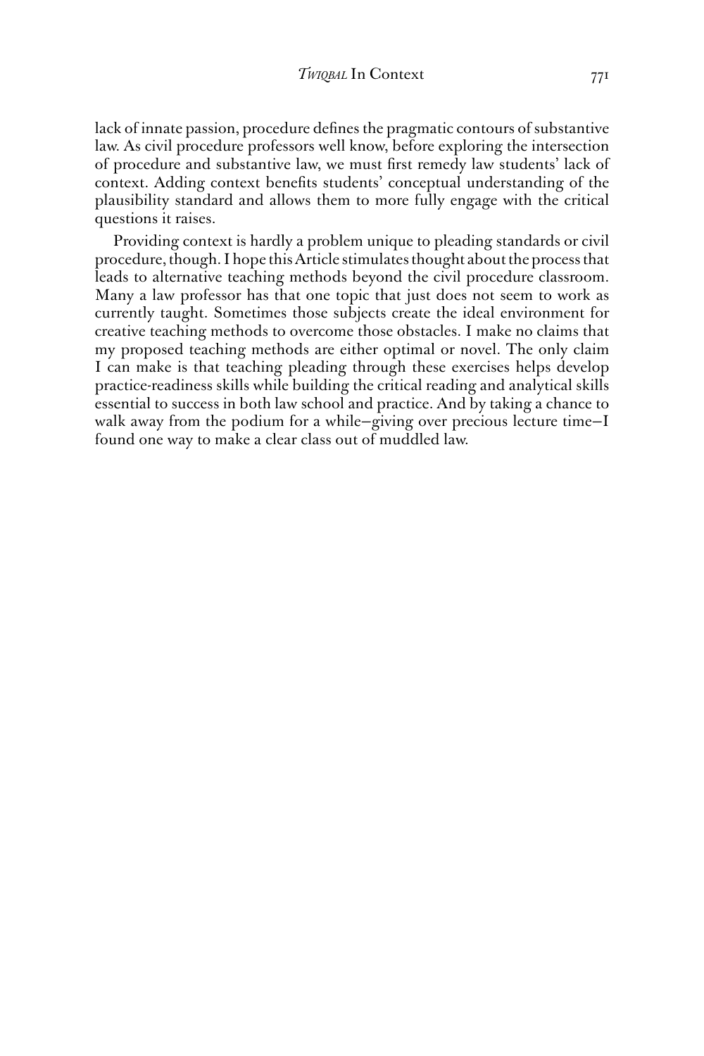lack of innate passion, procedure defines the pragmatic contours of substantive law. As civil procedure professors well know, before exploring the intersection of procedure and substantive law, we must first remedy law students' lack of context. Adding context benefits students' conceptual understanding of the plausibility standard and allows them to more fully engage with the critical questions it raises.

Providing context is hardly a problem unique to pleading standards or civil procedure, though. I hope this Article stimulates thought about the process that leads to alternative teaching methods beyond the civil procedure classroom. Many a law professor has that one topic that just does not seem to work as currently taught. Sometimes those subjects create the ideal environment for creative teaching methods to overcome those obstacles. I make no claims that my proposed teaching methods are either optimal or novel. The only claim I can make is that teaching pleading through these exercises helps develop practice-readiness skills while building the critical reading and analytical skills essential to success in both law school and practice. And by taking a chance to walk away from the podium for a while—giving over precious lecture time—I found one way to make a clear class out of muddled law.